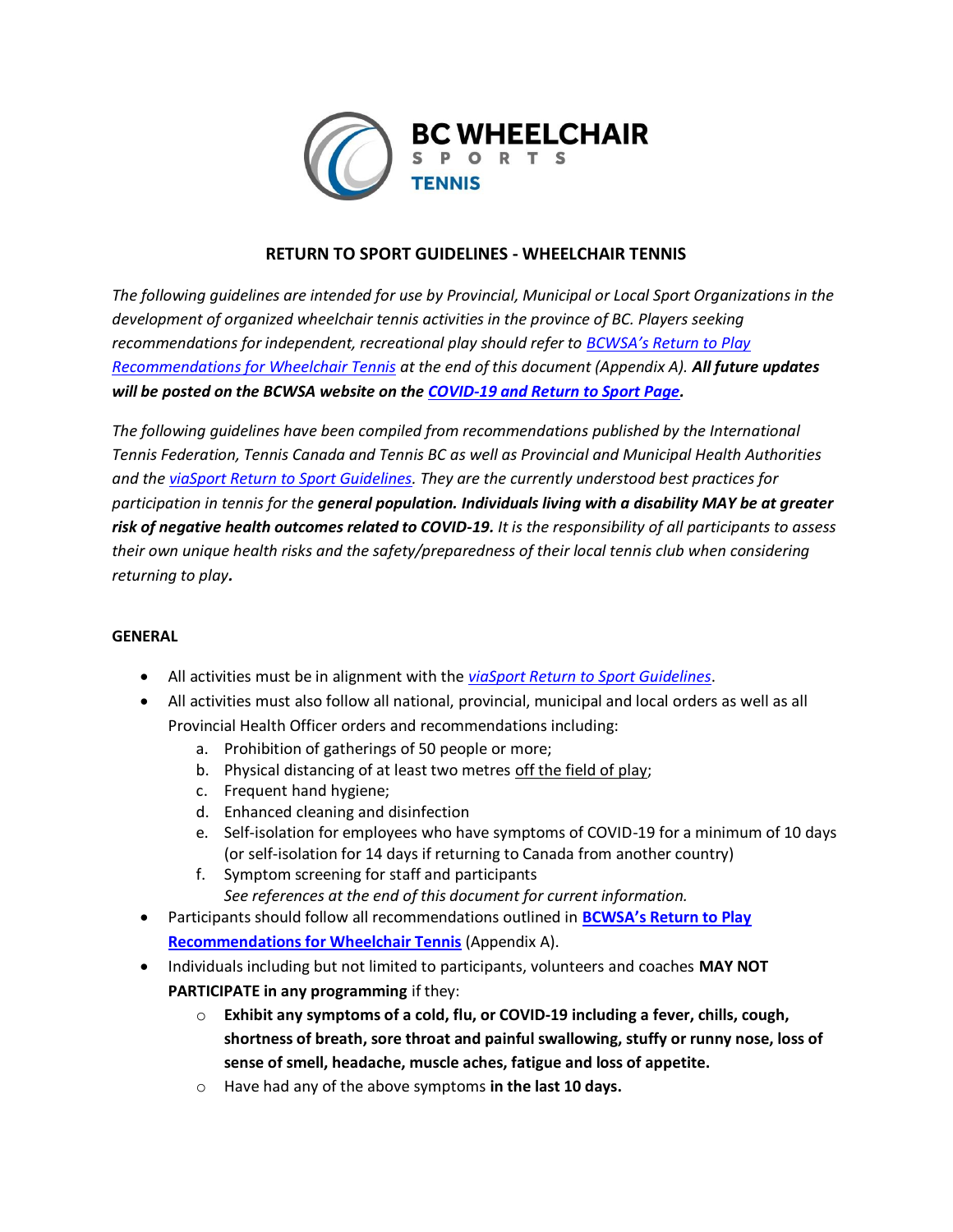BC WHEELCHAIR SPORTS TENNIS

# RETURN TO SPORT GUIDELINES - WHEELCHAIR TENNIS

*The following guidelines are intended for use by Provincial, Municipal or Local Sport Organizations in the development of organized wheelchair tennis activities in the province of BC. Players seeking recommendations for independent, recreational play should refer to [BCWSA's Return to Play Recommendations for Wheelchair Tennis](#) at the end of this document (Appendix A).* ***All future updates will be posted on the BCWSA website on the [COVID-19 and Return to Sport Page](#).***

*The following guidelines have been compiled from recommendations published by the International Tennis Federation, Tennis Canada and Tennis BC as well as Provincial and Municipal Health Authorities and the [viaSport Return to Sport Guidelines](#). They are the currently understood best practices for participation in tennis for the* ***general population. Individuals living with a disability MAY be at greater risk of negative health outcomes related to COVID-19.*** *It is the responsibility of all participants to assess their own unique health risks and the safety/preparedness of their local tennis club when considering returning to play.*

## GENERAL

- All activities must be in alignment with the *[viaSport Return to Sport Guidelines](#)*.
- All activities must also follow all national, provincial, municipal and local orders as well as all Provincial Health Officer orders and recommendations including:
  a. Prohibition of gatherings of 50 people or more;
  b. Physical distancing of at least two metres <u>off the field of play</u>;
  c. Frequent hand hygiene;
  d. Enhanced cleaning and disinfection
  e. Self-isolation for employees who have symptoms of COVID-19 for a minimum of 10 days (or self-isolation for 14 days if returning to Canada from another country)
  f. Symptom screening for staff and participants
  *See references at the end of this document for current information.*
- Participants should follow all recommendations outlined in **[BCWSA's Return to Play Recommendations for Wheelchair Tennis](#)** (Appendix A).
- Individuals including but not limited to participants, volunteers and coaches **MAY NOT PARTICIPATE in any programming** if they:
  - **Exhibit any symptoms of a cold, flu, or COVID-19 including a fever, chills, cough, shortness of breath, sore throat and painful swallowing, stuffy or runny nose, loss of sense of smell, headache, muscle aches, fatigue and loss of appetite.**
  - Have had any of the above symptoms **in the last 10 days.**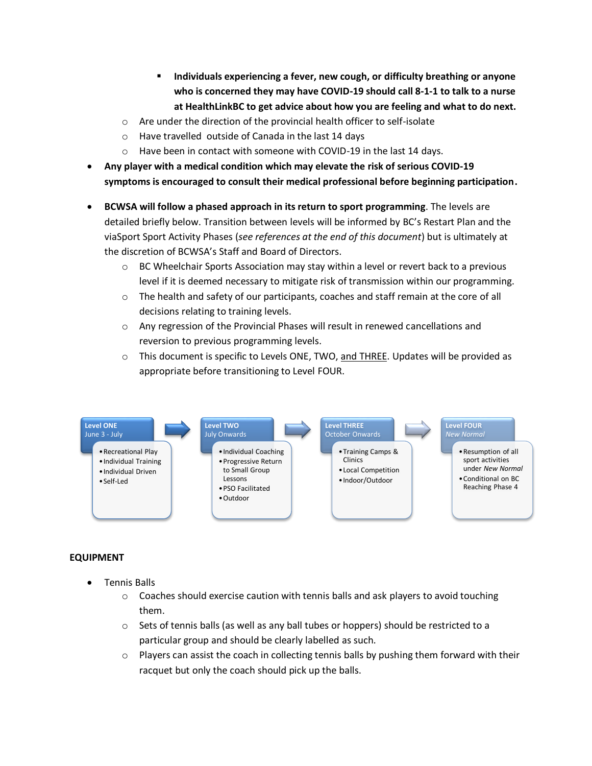- **Individuals experiencing a fever, new cough, or difficulty breathing or anyone who is concerned they may have COVID-19 should call 8-1-1 to talk to a nurse at HealthLinkBC to get advice about how you are feeling and what to do next.**
    - Are under the direction of the provincial health officer to self-isolate
    - Have travelled outside of Canada in the last 14 days
    - Have been in contact with someone with COVID-19 in the last 14 days.
- **Any player with a medical condition which may elevate the risk of serious COVID-19 symptoms is encouraged to consult their medical professional before beginning participation.**

- **BCWSA will follow a phased approach in its return to sport programming**. The levels are detailed briefly below. Transition between levels will be informed by BC's Restart Plan and the viaSport Sport Activity Phases (*see references at the end of this document*) but is ultimately at the discretion of BCWSA's Staff and Board of Directors.
    - BC Wheelchair Sports Association may stay within a level or revert back to a previous level if it is deemed necessary to mitigate risk of transmission within our programming.
    - The health and safety of our participants, coaches and staff remain at the core of all decisions relating to training levels.
    - Any regression of the Provincial Phases will result in renewed cancellations and reversion to previous programming levels.
    - This document is specific to Levels ONE, TWO, and THREE. Updates will be provided as appropriate before transitioning to Level FOUR.

| Level ONE (June 3 - July) | Level TWO (July Onwards) | Level THREE (October Onwards) | Level FOUR (*New Normal*) |
|---|---|---|---|
| • Recreational Play<br>• Individual Training<br>• Individual Driven<br>• Self-Led | • Individual Coaching<br>• Progressive Return to Small Group Lessons<br>• PSO Facilitated<br>• Outdoor | • Training Camps & Clinics<br>• Local Competition<br>• Indoor/Outdoor | • Resumption of all sport activities under *New Normal*<br>• Conditional on BC Reaching Phase 4 |

**EQUIPMENT**

- Tennis Balls
    - Coaches should exercise caution with tennis balls and ask players to avoid touching them.
    - Sets of tennis balls (as well as any ball tubes or hoppers) should be restricted to a particular group and should be clearly labelled as such.
    - Players can assist the coach in collecting tennis balls by pushing them forward with their racquet but only the coach should pick up the balls.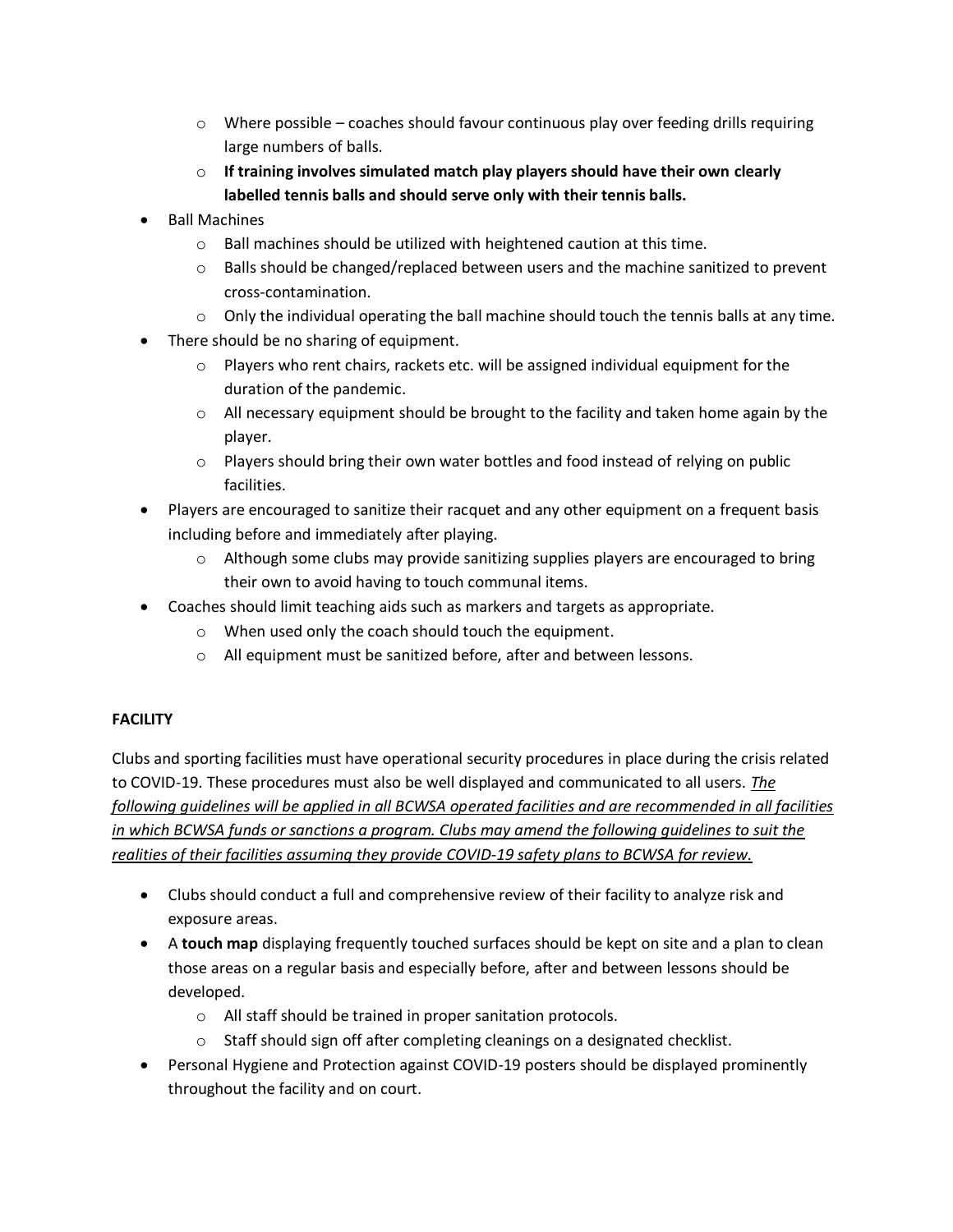- Where possible – coaches should favour continuous play over feeding drills requiring large numbers of balls.
  - **If training involves simulated match play players should have their own clearly labelled tennis balls and should serve only with their tennis balls.**
- Ball Machines
  - Ball machines should be utilized with heightened caution at this time.
  - Balls should be changed/replaced between users and the machine sanitized to prevent cross-contamination.
  - Only the individual operating the ball machine should touch the tennis balls at any time.
- There should be no sharing of equipment.
  - Players who rent chairs, rackets etc. will be assigned individual equipment for the duration of the pandemic.
  - All necessary equipment should be brought to the facility and taken home again by the player.
  - Players should bring their own water bottles and food instead of relying on public facilities.
- Players are encouraged to sanitize their racquet and any other equipment on a frequent basis including before and immediately after playing.
  - Although some clubs may provide sanitizing supplies players are encouraged to bring their own to avoid having to touch communal items.
- Coaches should limit teaching aids such as markers and targets as appropriate.
  - When used only the coach should touch the equipment.
  - All equipment must be sanitized before, after and between lessons.

**FACILITY**

Clubs and sporting facilities must have operational security procedures in place during the crisis related to COVID-19. These procedures must also be well displayed and communicated to all users. *The following guidelines will be applied in all BCWSA operated facilities and are recommended in all facilities in which BCWSA funds or sanctions a program. Clubs may amend the following guidelines to suit the realities of their facilities assuming they provide COVID-19 safety plans to BCWSA for review.*

- Clubs should conduct a full and comprehensive review of their facility to analyze risk and exposure areas.
- A **touch map** displaying frequently touched surfaces should be kept on site and a plan to clean those areas on a regular basis and especially before, after and between lessons should be developed.
  - All staff should be trained in proper sanitation protocols.
  - Staff should sign off after completing cleanings on a designated checklist.
- Personal Hygiene and Protection against COVID-19 posters should be displayed prominently throughout the facility and on court.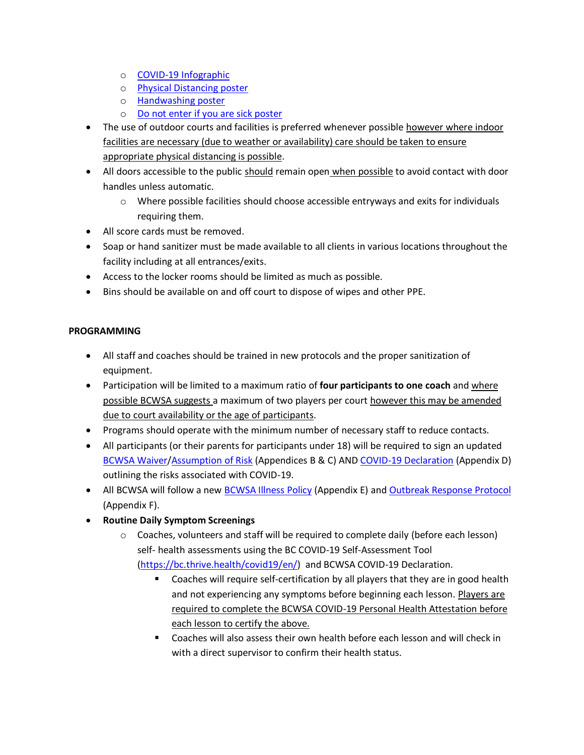- [COVID-19 Infographic]()
    - [Physical Distancing poster]()
    - [Handwashing poster]()
    - [Do not enter if you are sick poster]()
- The use of outdoor courts and facilities is preferred whenever possible however where indoor facilities are necessary (due to weather or availability) care should be taken to ensure appropriate physical distancing is possible.
- All doors accessible to the public should remain open when possible to avoid contact with door handles unless automatic.
    - Where possible facilities should choose accessible entryways and exits for individuals requiring them.
- All score cards must be removed.
- Soap or hand sanitizer must be made available to all clients in various locations throughout the facility including at all entrances/exits.
- Access to the locker rooms should be limited as much as possible.
- Bins should be available on and off court to dispose of wipes and other PPE.

**PROGRAMMING**

- All staff and coaches should be trained in new protocols and the proper sanitization of equipment.
- Participation will be limited to a maximum ratio of **four participants to one coach** and where possible BCWSA suggests a maximum of two players per court however this may be amended due to court availability or the age of participants.
- Programs should operate with the minimum number of necessary staff to reduce contacts.
- All participants (or their parents for participants under 18) will be required to sign an updated [BCWSA Waiver]()/[Assumption of Risk]() (Appendices B & C) AND [COVID-19 Declaration]() (Appendix D) outlining the risks associated with COVID-19.
- All BCWSA will follow a new [BCWSA Illness Policy]() (Appendix E) and [Outbreak Response Protocol]() (Appendix F).
- **Routine Daily Symptom Screenings**
    - Coaches, volunteers and staff will be required to complete daily (before each lesson) self- health assessments using the BC COVID-19 Self-Assessment Tool ([https://bc.thrive.health/covid19/en/](https://bc.thrive.health/covid19/en/)) and BCWSA COVID-19 Declaration.
        - Coaches will require self-certification by all players that they are in good health and not experiencing any symptoms before beginning each lesson. Players are required to complete the BCWSA COVID-19 Personal Health Attestation before each lesson to certify the above.
        - Coaches will also assess their own health before each lesson and will check in with a direct supervisor to confirm their health status.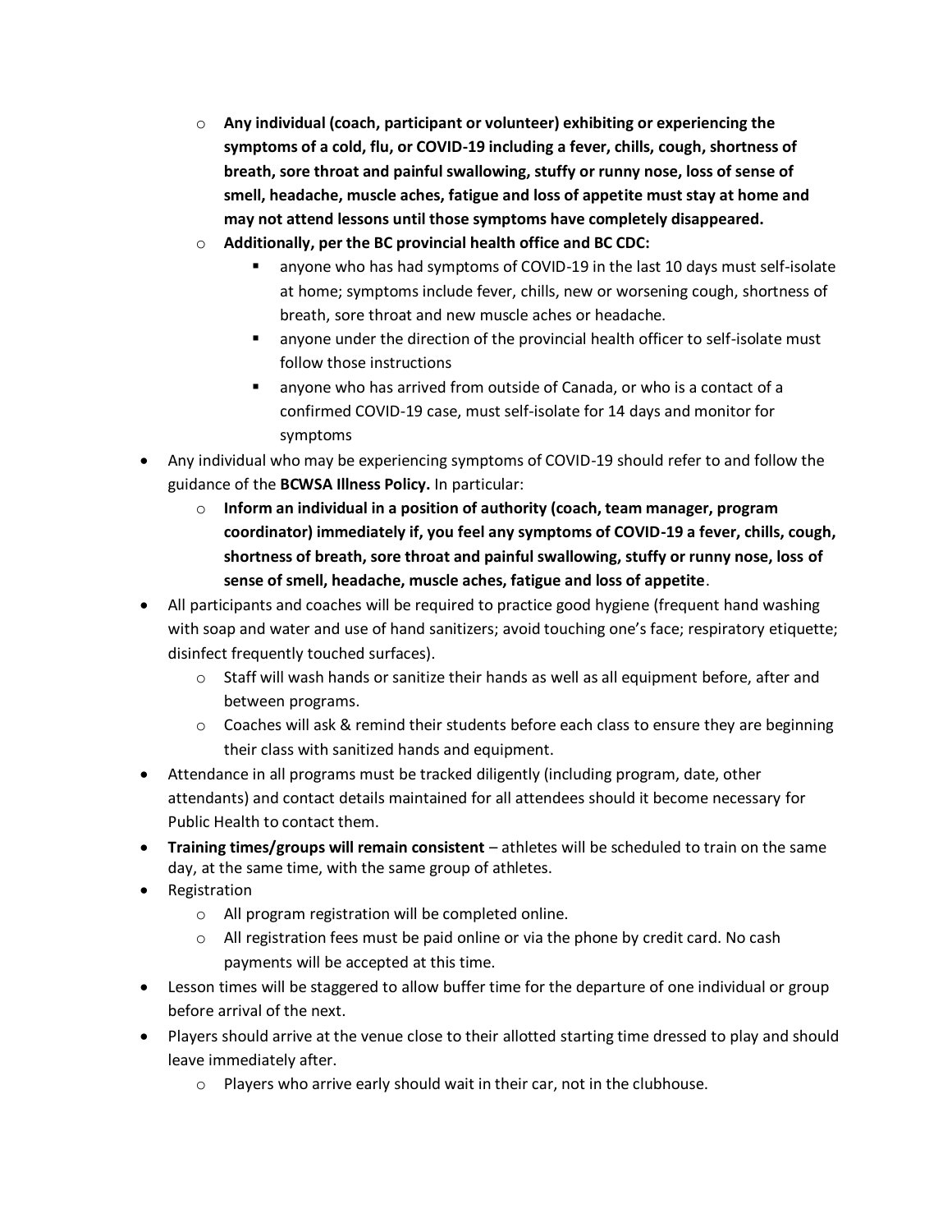- **Any individual (coach, participant or volunteer) exhibiting or experiencing the symptoms of a cold, flu, or COVID-19 including a fever, chills, cough, shortness of breath, sore throat and painful swallowing, stuffy or runny nose, loss of sense of smell, headache, muscle aches, fatigue and loss of appetite must stay at home and may not attend lessons until those symptoms have completely disappeared.**
  - **Additionally, per the BC provincial health office and BC CDC:**
    - anyone who has had symptoms of COVID-19 in the last 10 days must self-isolate at home; symptoms include fever, chills, new or worsening cough, shortness of breath, sore throat and new muscle aches or headache.
    - anyone under the direction of the provincial health officer to self-isolate must follow those instructions
    - anyone who has arrived from outside of Canada, or who is a contact of a confirmed COVID-19 case, must self-isolate for 14 days and monitor for symptoms
- Any individual who may be experiencing symptoms of COVID-19 should refer to and follow the guidance of the **BCWSA Illness Policy.** In particular:
  - **Inform an individual in a position of authority (coach, team manager, program coordinator) immediately if, you feel any symptoms of COVID-19 a fever, chills, cough, shortness of breath, sore throat and painful swallowing, stuffy or runny nose, loss of sense of smell, headache, muscle aches, fatigue and loss of appetite**.
- All participants and coaches will be required to practice good hygiene (frequent hand washing with soap and water and use of hand sanitizers; avoid touching one's face; respiratory etiquette; disinfect frequently touched surfaces).
  - Staff will wash hands or sanitize their hands as well as all equipment before, after and between programs.
  - Coaches will ask & remind their students before each class to ensure they are beginning their class with sanitized hands and equipment.
- Attendance in all programs must be tracked diligently (including program, date, other attendants) and contact details maintained for all attendees should it become necessary for Public Health to contact them.
- **Training times/groups will remain consistent** – athletes will be scheduled to train on the same day, at the same time, with the same group of athletes.
- Registration
  - All program registration will be completed online.
  - All registration fees must be paid online or via the phone by credit card. No cash payments will be accepted at this time.
- Lesson times will be staggered to allow buffer time for the departure of one individual or group before arrival of the next.
- Players should arrive at the venue close to their allotted starting time dressed to play and should leave immediately after.
  - Players who arrive early should wait in their car, not in the clubhouse.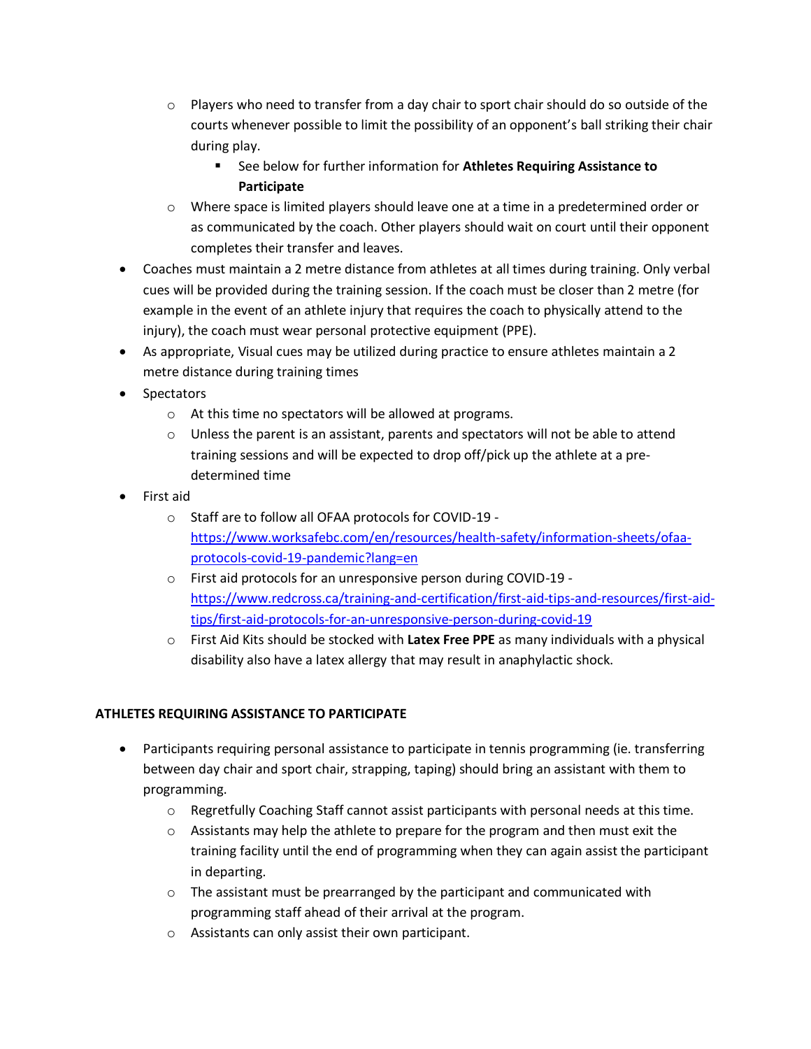- Players who need to transfer from a day chair to sport chair should do so outside of the courts whenever possible to limit the possibility of an opponent's ball striking their chair during play.
        - See below for further information for **Athletes Requiring Assistance to Participate**
    - Where space is limited players should leave one at a time in a predetermined order or as communicated by the coach. Other players should wait on court until their opponent completes their transfer and leaves.
- Coaches must maintain a 2 metre distance from athletes at all times during training. Only verbal cues will be provided during the training session. If the coach must be closer than 2 metre (for example in the event of an athlete injury that requires the coach to physically attend to the injury), the coach must wear personal protective equipment (PPE).
- As appropriate, Visual cues may be utilized during practice to ensure athletes maintain a 2 metre distance during training times
- Spectators
    - At this time no spectators will be allowed at programs.
    - Unless the parent is an assistant, parents and spectators will not be able to attend training sessions and will be expected to drop off/pick up the athlete at a pre-determined time
- First aid
    - Staff are to follow all OFAA protocols for COVID-19 - [https://www.worksafebc.com/en/resources/health-safety/information-sheets/ofaa-protocols-covid-19-pandemic?lang=en](https://www.worksafebc.com/en/resources/health-safety/information-sheets/ofaa-protocols-covid-19-pandemic?lang=en)
    - First aid protocols for an unresponsive person during COVID-19 - [https://www.redcross.ca/training-and-certification/first-aid-tips-and-resources/first-aid-tips/first-aid-protocols-for-an-unresponsive-person-during-covid-19](https://www.redcross.ca/training-and-certification/first-aid-tips-and-resources/first-aid-tips/first-aid-protocols-for-an-unresponsive-person-during-covid-19)
    - First Aid Kits should be stocked with **Latex Free PPE** as many individuals with a physical disability also have a latex allergy that may result in anaphylactic shock.

## ATHLETES REQUIRING ASSISTANCE TO PARTICIPATE

- Participants requiring personal assistance to participate in tennis programming (ie. transferring between day chair and sport chair, strapping, taping) should bring an assistant with them to programming.
    - Regretfully Coaching Staff cannot assist participants with personal needs at this time.
    - Assistants may help the athlete to prepare for the program and then must exit the training facility until the end of programming when they can again assist the participant in departing.
    - The assistant must be prearranged by the participant and communicated with programming staff ahead of their arrival at the program.
    - Assistants can only assist their own participant.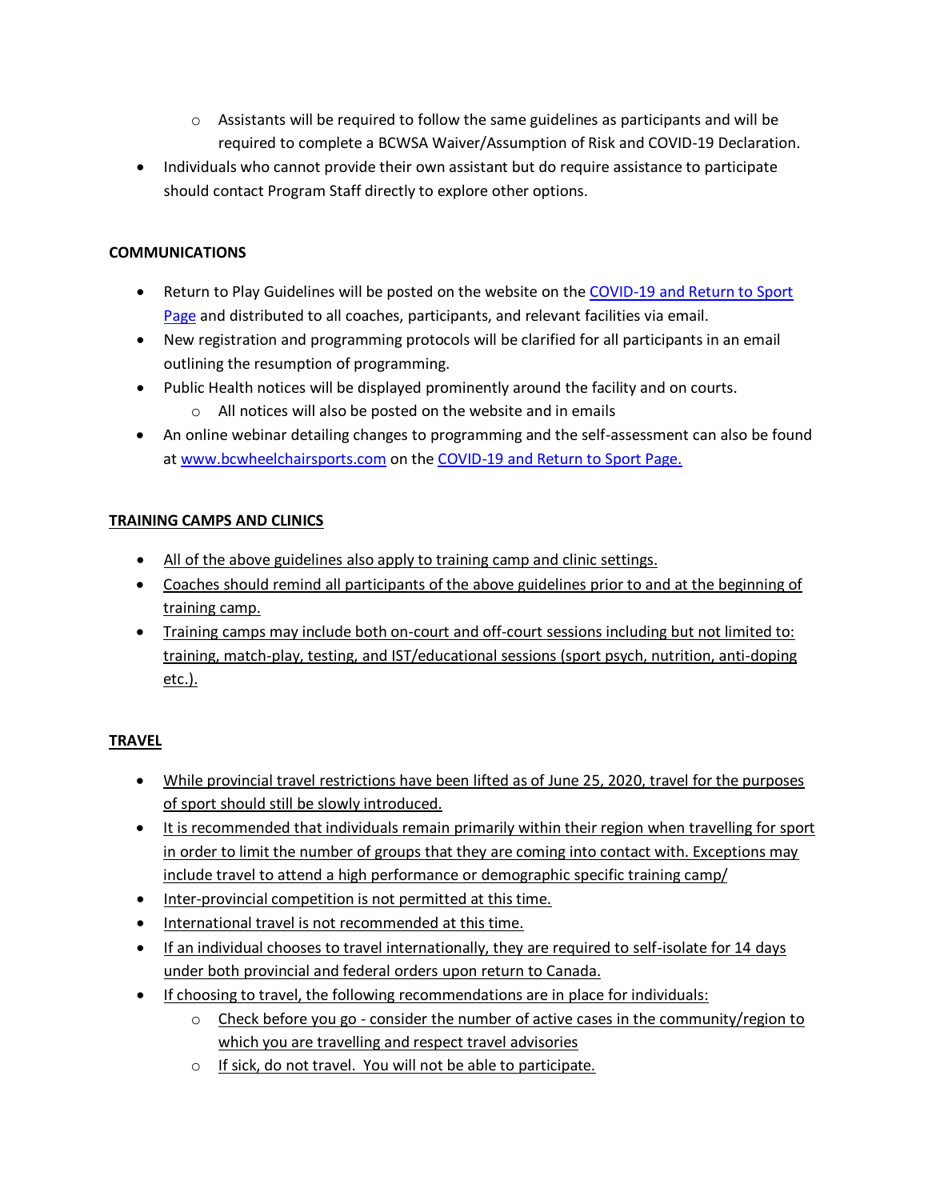- Assistants will be required to follow the same guidelines as participants and will be required to complete a BCWSA Waiver/Assumption of Risk and COVID-19 Declaration.
- Individuals who cannot provide their own assistant but do require assistance to participate should contact Program Staff directly to explore other options.

**COMMUNICATIONS**

- Return to Play Guidelines will be posted on the website on the COVID-19 and Return to Sport Page and distributed to all coaches, participants, and relevant facilities via email.
- New registration and programming protocols will be clarified for all participants in an email outlining the resumption of programming.
- Public Health notices will be displayed prominently around the facility and on courts.
  - All notices will also be posted on the website and in emails
- An online webinar detailing changes to programming and the self-assessment can also be found at www.bcwheelchairsports.com on the COVID-19 and Return to Sport Page.

**TRAINING CAMPS AND CLINICS**

- All of the above guidelines also apply to training camp and clinic settings.
- Coaches should remind all participants of the above guidelines prior to and at the beginning of training camp.
- Training camps may include both on-court and off-court sessions including but not limited to: training, match-play, testing, and IST/educational sessions (sport psych, nutrition, anti-doping etc.).

**TRAVEL**

- While provincial travel restrictions have been lifted as of June 25, 2020, travel for the purposes of sport should still be slowly introduced.
- It is recommended that individuals remain primarily within their region when travelling for sport in order to limit the number of groups that they are coming into contact with. Exceptions may include travel to attend a high performance or demographic specific training camp/
- Inter-provincial competition is not permitted at this time.
- International travel is not recommended at this time.
- If an individual chooses to travel internationally, they are required to self-isolate for 14 days under both provincial and federal orders upon return to Canada.
- If choosing to travel, the following recommendations are in place for individuals:
  - Check before you go - consider the number of active cases in the community/region to which you are travelling and respect travel advisories
  - If sick, do not travel. You will not be able to participate.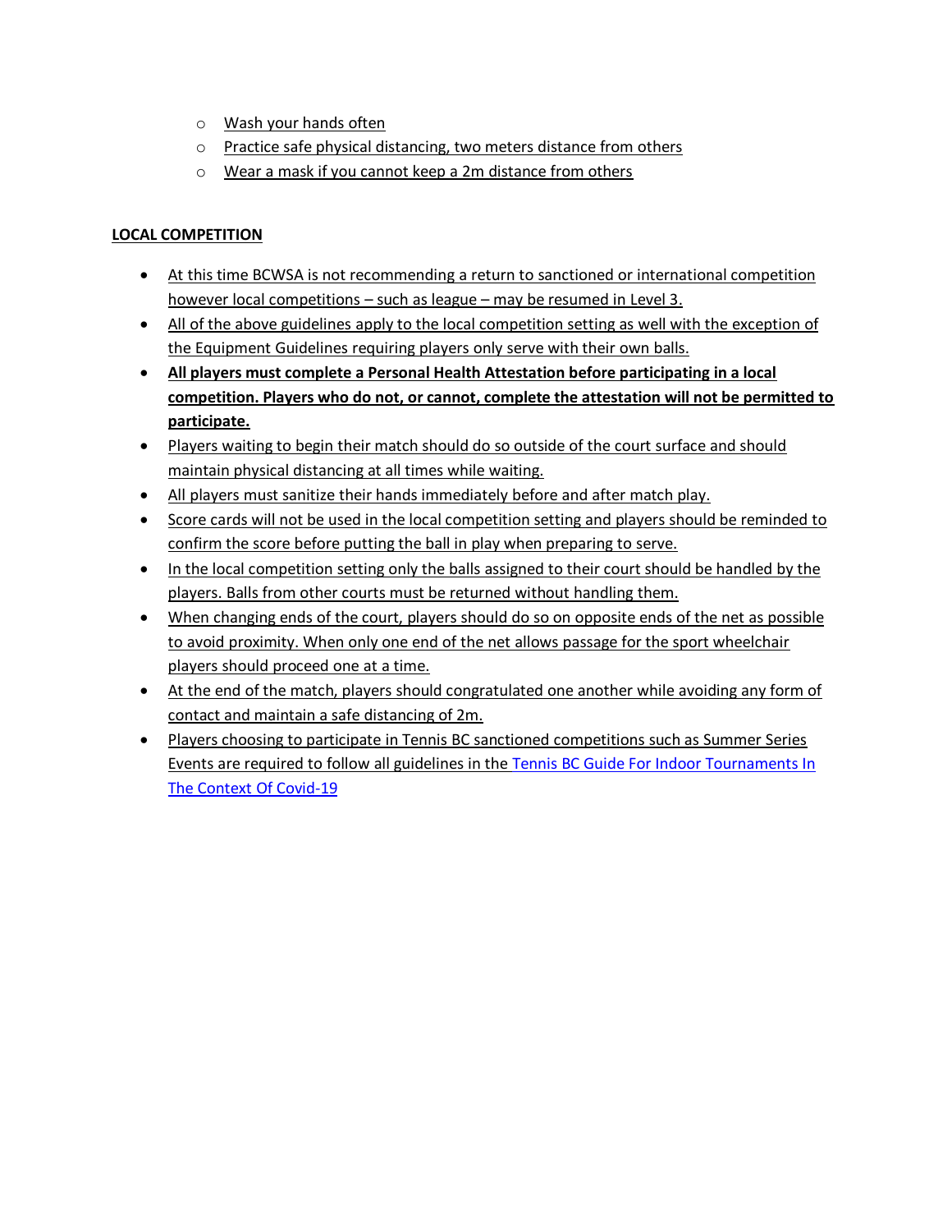- Wash your hands often
- Practice safe physical distancing, two meters distance from others
- Wear a mask if you cannot keep a 2m distance from others

**LOCAL COMPETITION**

- At this time BCWSA is not recommending a return to sanctioned or international competition however local competitions – such as league – may be resumed in Level 3.
- All of the above guidelines apply to the local competition setting as well with the exception of the Equipment Guidelines requiring players only serve with their own balls.
- **All players must complete a Personal Health Attestation before participating in a local competition. Players who do not, or cannot, complete the attestation will not be permitted to participate.**
- Players waiting to begin their match should do so outside of the court surface and should maintain physical distancing at all times while waiting.
- All players must sanitize their hands immediately before and after match play.
- Score cards will not be used in the local competition setting and players should be reminded to confirm the score before putting the ball in play when preparing to serve.
- In the local competition setting only the balls assigned to their court should be handled by the players. Balls from other courts must be returned without handling them.
- When changing ends of the court, players should do so on opposite ends of the net as possible to avoid proximity. When only one end of the net allows passage for the sport wheelchair players should proceed one at a time.
- At the end of the match, players should congratulated one another while avoiding any form of contact and maintain a safe distancing of 2m.
- Players choosing to participate in Tennis BC sanctioned competitions such as Summer Series Events are required to follow all guidelines in the Tennis BC Guide For Indoor Tournaments In The Context Of Covid-19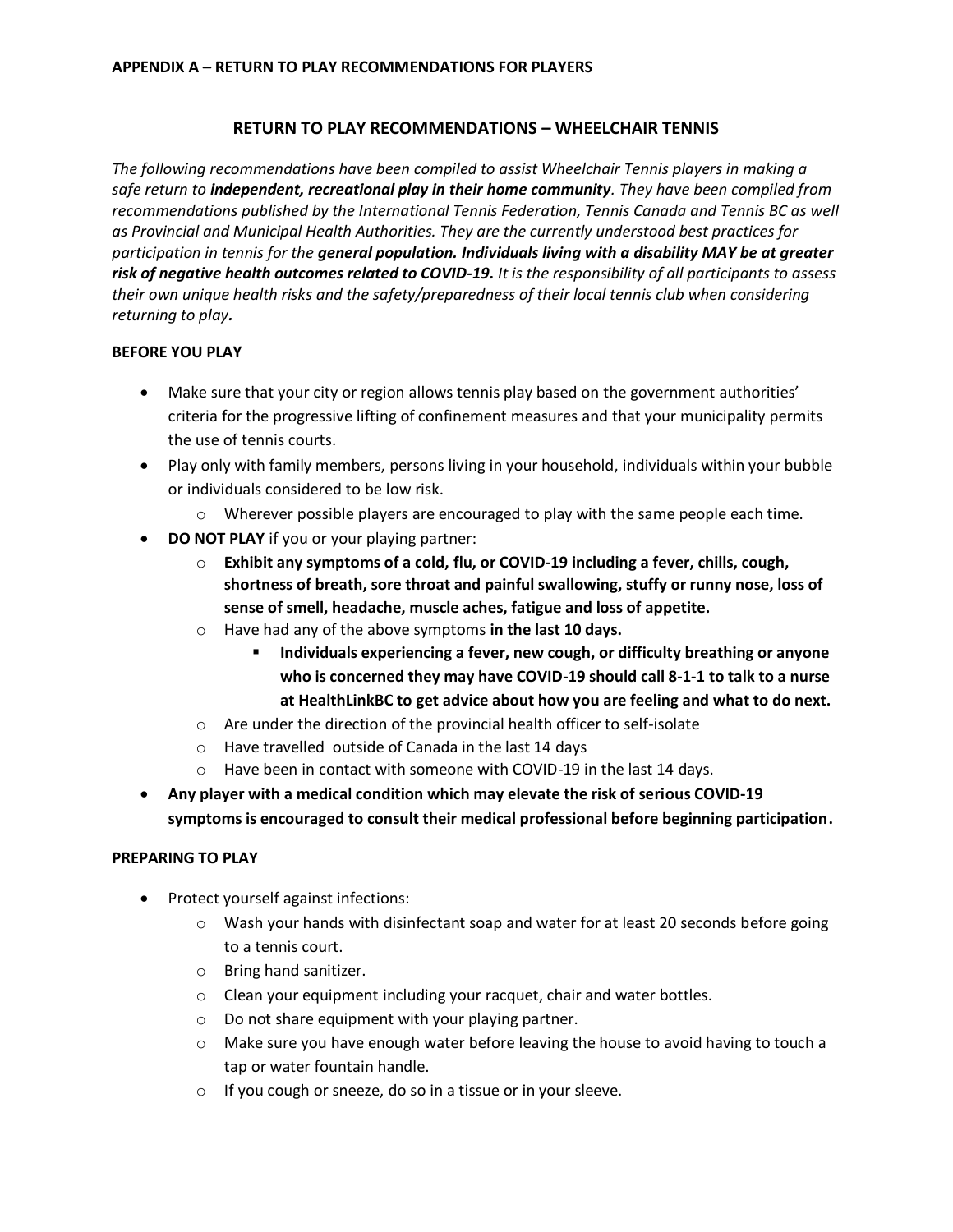**APPENDIX A – RETURN TO PLAY RECOMMENDATIONS FOR PLAYERS**

## RETURN TO PLAY RECOMMENDATIONS – WHEELCHAIR TENNIS

*The following recommendations have been compiled to assist Wheelchair Tennis players in making a safe return to* ***independent, recreational play in their home community****. They have been compiled from recommendations published by the International Tennis Federation, Tennis Canada and Tennis BC as well as Provincial and Municipal Health Authorities. They are the currently understood best practices for participation in tennis for the* ***general population. Individuals living with a disability MAY be at greater risk of negative health outcomes related to COVID-19.*** *It is the responsibility of all participants to assess their own unique health risks and the safety/preparedness of their local tennis club when considering returning to play****.***

**BEFORE YOU PLAY**

- Make sure that your city or region allows tennis play based on the government authorities' criteria for the progressive lifting of confinement measures and that your municipality permits the use of tennis courts.
- Play only with family members, persons living in your household, individuals within your bubble or individuals considered to be low risk.
  - Wherever possible players are encouraged to play with the same people each time.
- **DO NOT PLAY** if you or your playing partner:
  - **Exhibit any symptoms of a cold, flu, or COVID-19 including a fever, chills, cough, shortness of breath, sore throat and painful swallowing, stuffy or runny nose, loss of sense of smell, headache, muscle aches, fatigue and loss of appetite.**
  - Have had any of the above symptoms **in the last 10 days.**
    - **Individuals experiencing a fever, new cough, or difficulty breathing or anyone who is concerned they may have COVID-19 should call 8-1-1 to talk to a nurse at HealthLinkBC to get advice about how you are feeling and what to do next.**
  - Are under the direction of the provincial health officer to self-isolate
  - Have travelled outside of Canada in the last 14 days
  - Have been in contact with someone with COVID-19 in the last 14 days.
- **Any player with a medical condition which may elevate the risk of serious COVID-19 symptoms is encouraged to consult their medical professional before beginning participation.**

**PREPARING TO PLAY**

- Protect yourself against infections:
  - Wash your hands with disinfectant soap and water for at least 20 seconds before going to a tennis court.
  - Bring hand sanitizer.
  - Clean your equipment including your racquet, chair and water bottles.
  - Do not share equipment with your playing partner.
  - Make sure you have enough water before leaving the house to avoid having to touch a tap or water fountain handle.
  - If you cough or sneeze, do so in a tissue or in your sleeve.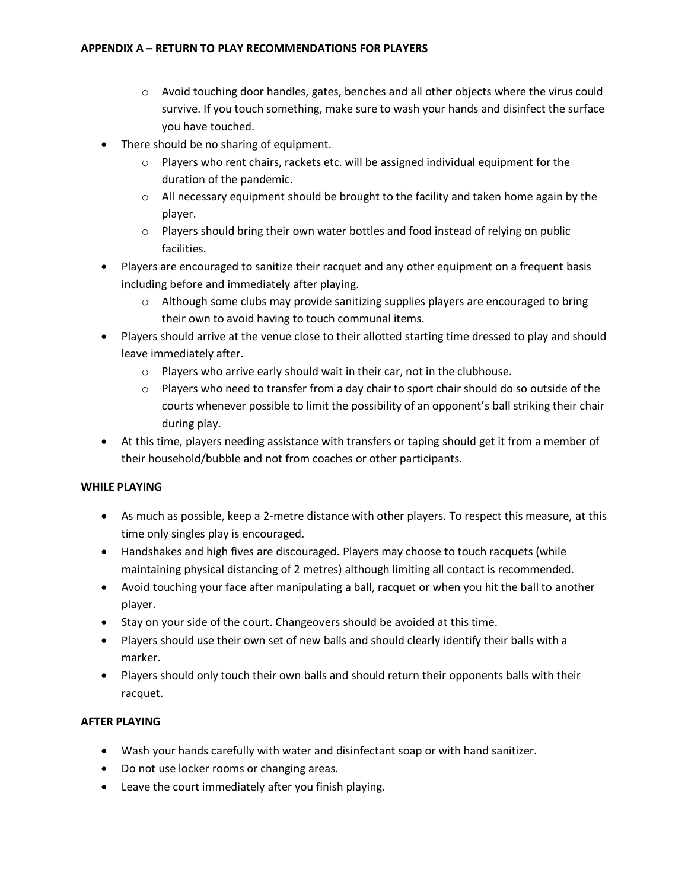## APPENDIX A – RETURN TO PLAY RECOMMENDATIONS FOR PLAYERS

   - Avoid touching door handles, gates, benches and all other objects where the virus could survive. If you touch something, make sure to wash your hands and disinfect the surface you have touched.
- There should be no sharing of equipment.
   - Players who rent chairs, rackets etc. will be assigned individual equipment for the duration of the pandemic.
   - All necessary equipment should be brought to the facility and taken home again by the player.
   - Players should bring their own water bottles and food instead of relying on public facilities.
- Players are encouraged to sanitize their racquet and any other equipment on a frequent basis including before and immediately after playing.
   - Although some clubs may provide sanitizing supplies players are encouraged to bring their own to avoid having to touch communal items.
- Players should arrive at the venue close to their allotted starting time dressed to play and should leave immediately after.
   - Players who arrive early should wait in their car, not in the clubhouse.
   - Players who need to transfer from a day chair to sport chair should do so outside of the courts whenever possible to limit the possibility of an opponent's ball striking their chair during play.
- At this time, players needing assistance with transfers or taping should get it from a member of their household/bubble and not from coaches or other participants.

**WHILE PLAYING**

- As much as possible, keep a 2-metre distance with other players. To respect this measure, at this time only singles play is encouraged.
- Handshakes and high fives are discouraged. Players may choose to touch racquets (while maintaining physical distancing of 2 metres) although limiting all contact is recommended.
- Avoid touching your face after manipulating a ball, racquet or when you hit the ball to another player.
- Stay on your side of the court. Changeovers should be avoided at this time.
- Players should use their own set of new balls and should clearly identify their balls with a marker.
- Players should only touch their own balls and should return their opponents balls with their racquet.

**AFTER PLAYING**

- Wash your hands carefully with water and disinfectant soap or with hand sanitizer.
- Do not use locker rooms or changing areas.
- Leave the court immediately after you finish playing.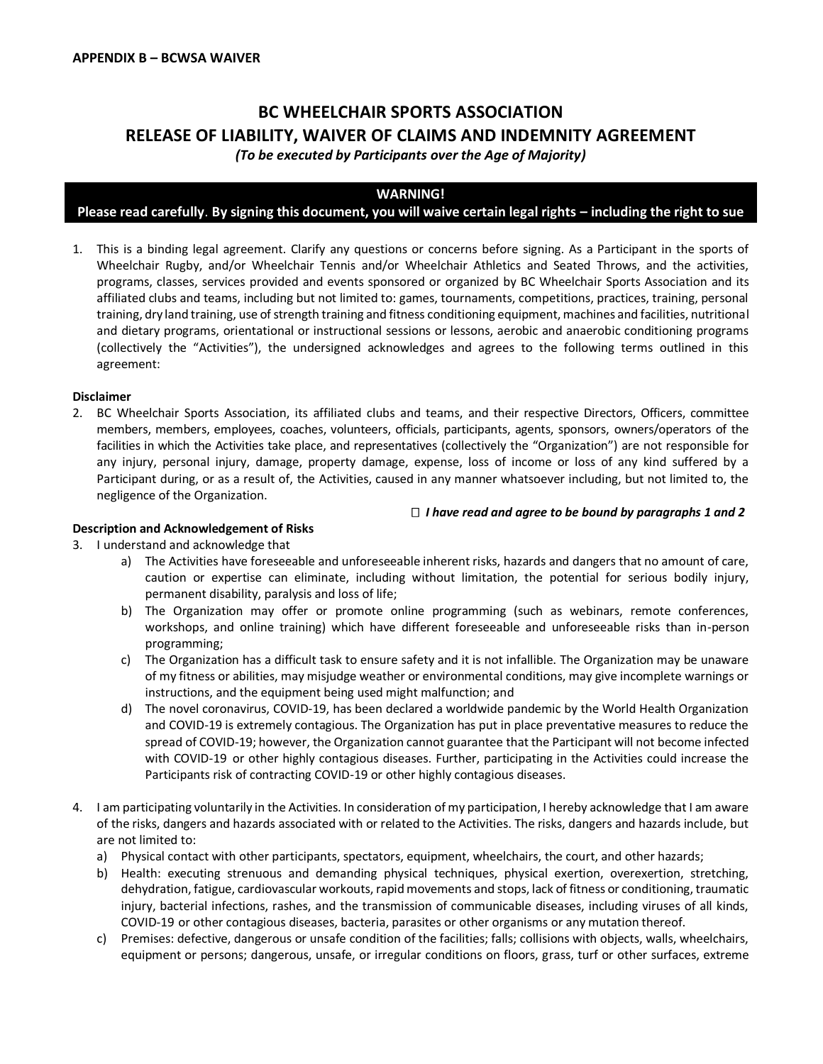**APPENDIX B – BCWSA WAIVER**

# BC WHEELCHAIR SPORTS ASSOCIATION
# RELEASE OF LIABILITY, WAIVER OF CLAIMS AND INDEMNITY AGREEMENT

*(To be executed by Participants over the Age of Majority)*

**WARNING!**
**Please read carefully. By signing this document, you will waive certain legal rights – including the right to sue**

1. This is a binding legal agreement. Clarify any questions or concerns before signing. As a Participant in the sports of Wheelchair Rugby, and/or Wheelchair Tennis and/or Wheelchair Athletics and Seated Throws, and the activities, programs, classes, services provided and events sponsored or organized by BC Wheelchair Sports Association and its affiliated clubs and teams, including but not limited to: games, tournaments, competitions, practices, training, personal training, dry land training, use of strength training and fitness conditioning equipment, machines and facilities, nutritional and dietary programs, orientational or instructional sessions or lessons, aerobic and anaerobic conditioning programs (collectively the "Activities"), the undersigned acknowledges and agrees to the following terms outlined in this agreement:

**Disclaimer**

2. BC Wheelchair Sports Association, its affiliated clubs and teams, and their respective Directors, Officers, committee members, members, employees, coaches, volunteers, officials, participants, agents, sponsors, owners/operators of the facilities in which the Activities take place, and representatives (collectively the "Organization") are not responsible for any injury, personal injury, damage, property damage, expense, loss of income or loss of any kind suffered by a Participant during, or as a result of, the Activities, caused in any manner whatsoever including, but not limited to, the negligence of the Organization.

☐ ***I have read and agree to be bound by paragraphs 1 and 2***

**Description and Acknowledgement of Risks**

3. I understand and acknowledge that
   a) The Activities have foreseeable and unforeseeable inherent risks, hazards and dangers that no amount of care, caution or expertise can eliminate, including without limitation, the potential for serious bodily injury, permanent disability, paralysis and loss of life;
   b) The Organization may offer or promote online programming (such as webinars, remote conferences, workshops, and online training) which have different foreseeable and unforeseeable risks than in-person programming;
   c) The Organization has a difficult task to ensure safety and it is not infallible. The Organization may be unaware of my fitness or abilities, may misjudge weather or environmental conditions, may give incomplete warnings or instructions, and the equipment being used might malfunction; and
   d) The novel coronavirus, COVID-19, has been declared a worldwide pandemic by the World Health Organization and COVID-19 is extremely contagious. The Organization has put in place preventative measures to reduce the spread of COVID-19; however, the Organization cannot guarantee that the Participant will not become infected with COVID-19 or other highly contagious diseases. Further, participating in the Activities could increase the Participants risk of contracting COVID-19 or other highly contagious diseases.

4. I am participating voluntarily in the Activities. In consideration of my participation, I hereby acknowledge that I am aware of the risks, dangers and hazards associated with or related to the Activities. The risks, dangers and hazards include, but are not limited to:
   a) Physical contact with other participants, spectators, equipment, wheelchairs, the court, and other hazards;
   b) Health: executing strenuous and demanding physical techniques, physical exertion, overexertion, stretching, dehydration, fatigue, cardiovascular workouts, rapid movements and stops, lack of fitness or conditioning, traumatic injury, bacterial infections, rashes, and the transmission of communicable diseases, including viruses of all kinds, COVID-19 or other contagious diseases, bacteria, parasites or other organisms or any mutation thereof.
   c) Premises: defective, dangerous or unsafe condition of the facilities; falls; collisions with objects, walls, wheelchairs, equipment or persons; dangerous, unsafe, or irregular conditions on floors, grass, turf or other surfaces, extreme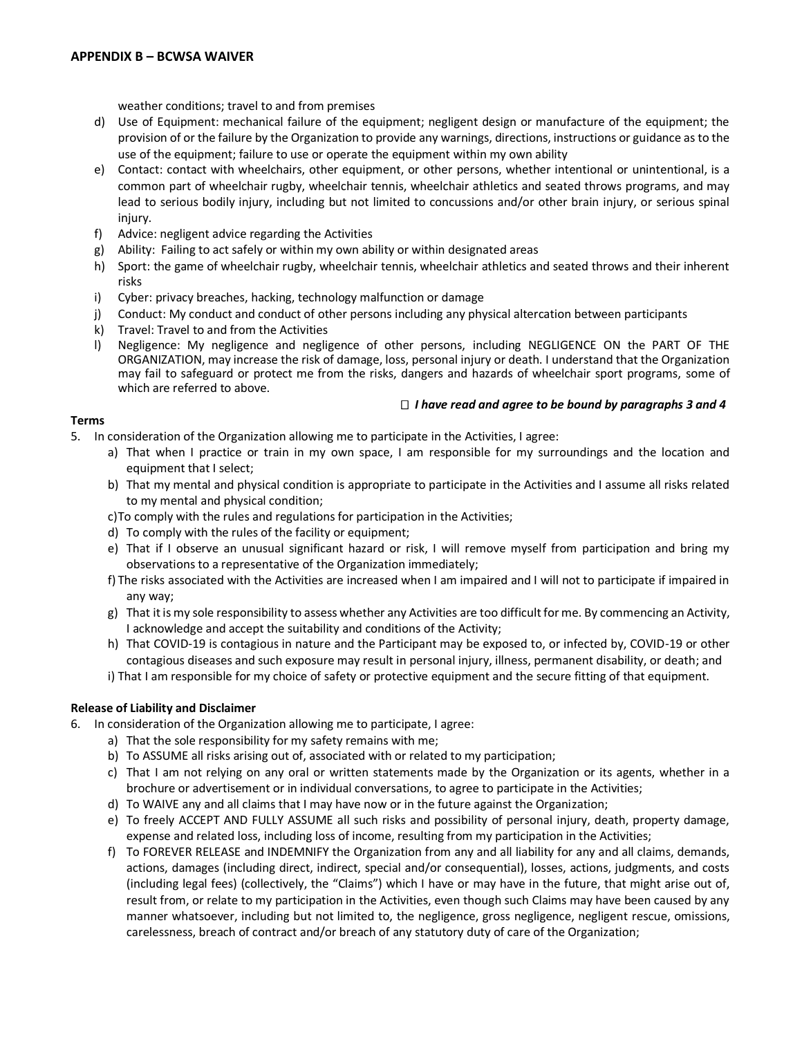## APPENDIX B – BCWSA WAIVER

weather conditions; travel to and from premises

d) Use of Equipment: mechanical failure of the equipment; negligent design or manufacture of the equipment; the provision of or the failure by the Organization to provide any warnings, directions, instructions or guidance as to the use of the equipment; failure to use or operate the equipment within my own ability
e) Contact: contact with wheelchairs, other equipment, or other persons, whether intentional or unintentional, is a common part of wheelchair rugby, wheelchair tennis, wheelchair athletics and seated throws programs, and may lead to serious bodily injury, including but not limited to concussions and/or other brain injury, or serious spinal injury.
f) Advice: negligent advice regarding the Activities
g) Ability: Failing to act safely or within my own ability or within designated areas
h) Sport: the game of wheelchair rugby, wheelchair tennis, wheelchair athletics and seated throws and their inherent risks
i) Cyber: privacy breaches, hacking, technology malfunction or damage
j) Conduct: My conduct and conduct of other persons including any physical altercation between participants
k) Travel: Travel to and from the Activities
l) Negligence: My negligence and negligence of other persons, including NEGLIGENCE ON the PART OF THE ORGANIZATION, may increase the risk of damage, loss, personal injury or death. I understand that the Organization may fail to safeguard or protect me from the risks, dangers and hazards of wheelchair sport programs, some of which are referred to above.

☐ ***I have read and agree to be bound by paragraphs 3 and 4***

**Terms**

5. In consideration of the Organization allowing me to participate in the Activities, I agree:
   a) That when I practice or train in my own space, I am responsible for my surroundings and the location and equipment that I select;
   b) That my mental and physical condition is appropriate to participate in the Activities and I assume all risks related to my mental and physical condition;
   c) To comply with the rules and regulations for participation in the Activities;
   d) To comply with the rules of the facility or equipment;
   e) That if I observe an unusual significant hazard or risk, I will remove myself from participation and bring my observations to a representative of the Organization immediately;
   f) The risks associated with the Activities are increased when I am impaired and I will not to participate if impaired in any way;
   g) That it is my sole responsibility to assess whether any Activities are too difficult for me. By commencing an Activity, I acknowledge and accept the suitability and conditions of the Activity;
   h) That COVID-19 is contagious in nature and the Participant may be exposed to, or infected by, COVID-19 or other contagious diseases and such exposure may result in personal injury, illness, permanent disability, or death; and
   i) That I am responsible for my choice of safety or protective equipment and the secure fitting of that equipment.

**Release of Liability and Disclaimer**

6. In consideration of the Organization allowing me to participate, I agree:
   a) That the sole responsibility for my safety remains with me;
   b) To ASSUME all risks arising out of, associated with or related to my participation;
   c) That I am not relying on any oral or written statements made by the Organization or its agents, whether in a brochure or advertisement or in individual conversations, to agree to participate in the Activities;
   d) To WAIVE any and all claims that I may have now or in the future against the Organization;
   e) To freely ACCEPT AND FULLY ASSUME all such risks and possibility of personal injury, death, property damage, expense and related loss, including loss of income, resulting from my participation in the Activities;
   f) To FOREVER RELEASE and INDEMNIFY the Organization from any and all liability for any and all claims, demands, actions, damages (including direct, indirect, special and/or consequential), losses, actions, judgments, and costs (including legal fees) (collectively, the "Claims") which I have or may have in the future, that might arise out of, result from, or relate to my participation in the Activities, even though such Claims may have been caused by any manner whatsoever, including but not limited to, the negligence, gross negligence, negligent rescue, omissions, carelessness, breach of contract and/or breach of any statutory duty of care of the Organization;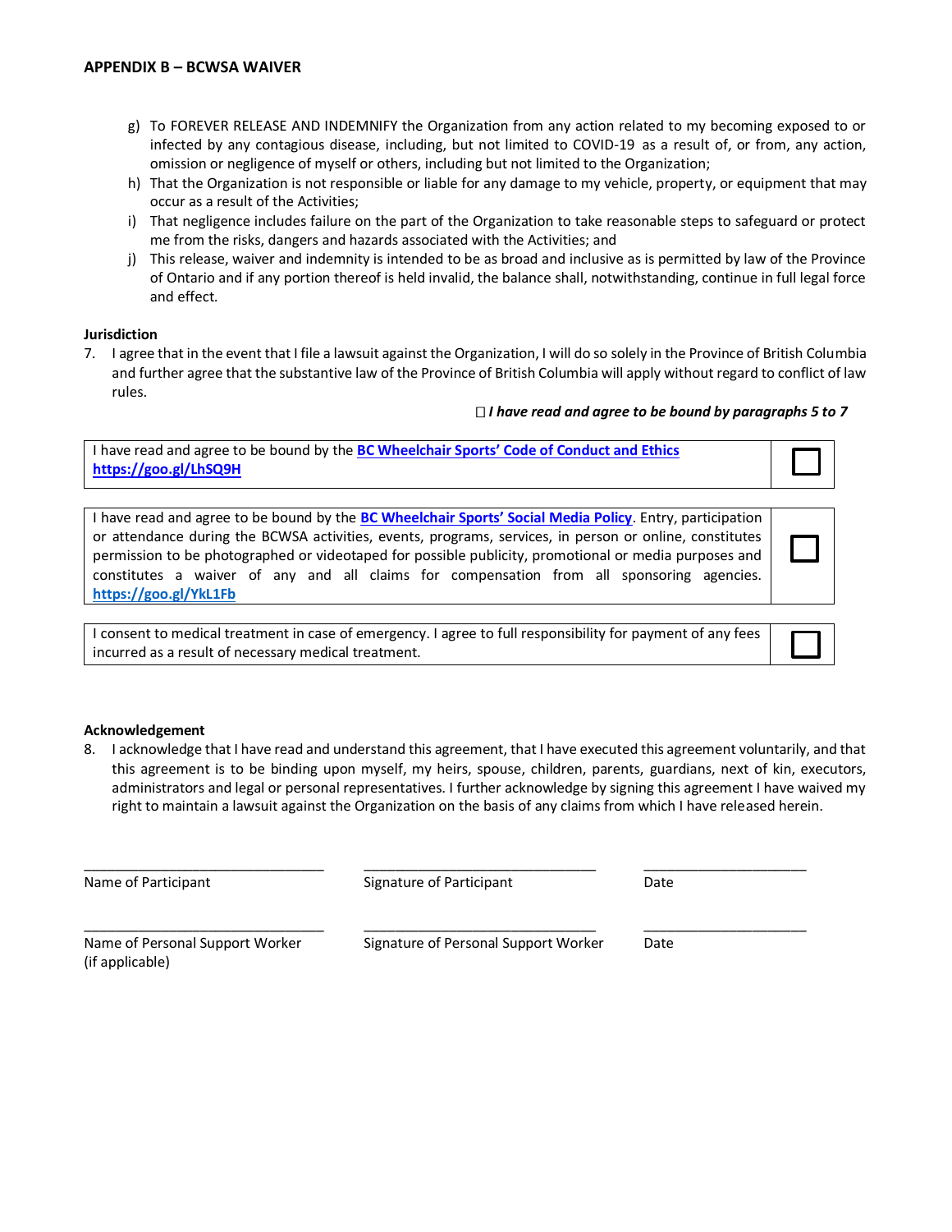**APPENDIX B – BCWSA WAIVER**

g) To FOREVER RELEASE AND INDEMNIFY the Organization from any action related to my becoming exposed to or infected by any contagious disease, including, but not limited to COVID-19 as a result of, or from, any action, omission or negligence of myself or others, including but not limited to the Organization;
h) That the Organization is not responsible or liable for any damage to my vehicle, property, or equipment that may occur as a result of the Activities;
i) That negligence includes failure on the part of the Organization to take reasonable steps to safeguard or protect me from the risks, dangers and hazards associated with the Activities; and
j) This release, waiver and indemnity is intended to be as broad and inclusive as is permitted by law of the Province of Ontario and if any portion thereof is held invalid, the balance shall, notwithstanding, continue in full legal force and effect.

**Jurisdiction**

7. I agree that in the event that I file a lawsuit against the Organization, I will do so solely in the Province of British Columbia and further agree that the substantive law of the Province of British Columbia will apply without regard to conflict of law rules.

☐ ***I have read and agree to be bound by paragraphs 5 to 7***

| | |
|---|---|
| I have read and agree to be bound by the **BC Wheelchair Sports' Code of Conduct and Ethics** **https://goo.gl/LhSQ9H** | ☐ |
| I have read and agree to be bound by the **BC Wheelchair Sports' Social Media Policy**. Entry, participation or attendance during the BCWSA activities, events, programs, services, in person or online, constitutes permission to be photographed or videotaped for possible publicity, promotional or media purposes and constitutes a waiver of any and all claims for compensation from all sponsoring agencies. **https://goo.gl/YkL1Fb** | ☐ |
| I consent to medical treatment in case of emergency. I agree to full responsibility for payment of any fees incurred as a result of necessary medical treatment. | ☐ |

**Acknowledgement**

8. I acknowledge that I have read and understand this agreement, that I have executed this agreement voluntarily, and that this agreement is to be binding upon myself, my heirs, spouse, children, parents, guardians, next of kin, executors, administrators and legal or personal representatives. I further acknowledge by signing this agreement I have waived my right to maintain a lawsuit against the Organization on the basis of any claims from which I have released herein.

| | | |
|---|---|---|
| ______________________________ | ______________________________ | ____________________ |
| Name of Participant | Signature of Participant | Date |
| ______________________________ | ______________________________ | ____________________ |
| Name of Personal Support Worker (if applicable) | Signature of Personal Support Worker | Date |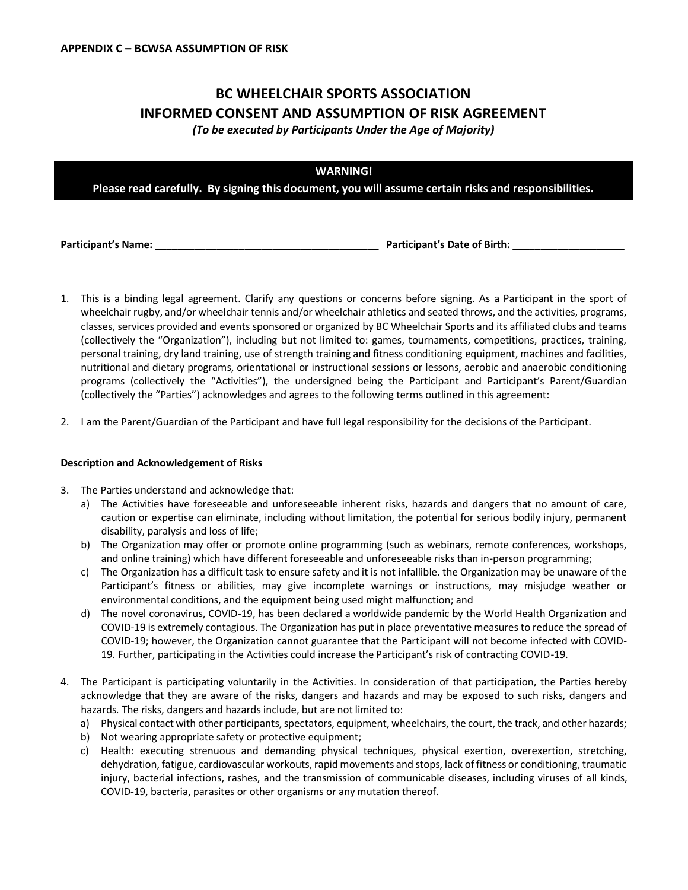**APPENDIX C – BCWSA ASSUMPTION OF RISK**

# BC WHEELCHAIR SPORTS ASSOCIATION
# INFORMED CONSENT AND ASSUMPTION OF RISK AGREEMENT

*(To be executed by Participants Under the Age of Majority)*

**WARNING!**
**Please read carefully. By signing this document, you will assume certain risks and responsibilities.**

**Participant's Name: ________________________________________ Participant's Date of Birth: ____________________**

1. This is a binding legal agreement. Clarify any questions or concerns before signing. As a Participant in the sport of wheelchair rugby, and/or wheelchair tennis and/or wheelchair athletics and seated throws, and the activities, programs, classes, services provided and events sponsored or organized by BC Wheelchair Sports and its affiliated clubs and teams (collectively the "Organization"), including but not limited to: games, tournaments, competitions, practices, training, personal training, dry land training, use of strength training and fitness conditioning equipment, machines and facilities, nutritional and dietary programs, orientational or instructional sessions or lessons, aerobic and anaerobic conditioning programs (collectively the "Activities"), the undersigned being the Participant and Participant's Parent/Guardian (collectively the "Parties") acknowledges and agrees to the following terms outlined in this agreement:

2. I am the Parent/Guardian of the Participant and have full legal responsibility for the decisions of the Participant.

**Description and Acknowledgement of Risks**

3. The Parties understand and acknowledge that:
   a) The Activities have foreseeable and unforeseeable inherent risks, hazards and dangers that no amount of care, caution or expertise can eliminate, including without limitation, the potential for serious bodily injury, permanent disability, paralysis and loss of life;
   b) The Organization may offer or promote online programming (such as webinars, remote conferences, workshops, and online training) which have different foreseeable and unforeseeable risks than in-person programming;
   c) The Organization has a difficult task to ensure safety and it is not infallible. the Organization may be unaware of the Participant's fitness or abilities, may give incomplete warnings or instructions, may misjudge weather or environmental conditions, and the equipment being used might malfunction; and
   d) The novel coronavirus, COVID-19, has been declared a worldwide pandemic by the World Health Organization and COVID-19 is extremely contagious. The Organization has put in place preventative measures to reduce the spread of COVID-19; however, the Organization cannot guarantee that the Participant will not become infected with COVID-19. Further, participating in the Activities could increase the Participant's risk of contracting COVID-19.

4. The Participant is participating voluntarily in the Activities. In consideration of that participation, the Parties hereby acknowledge that they are aware of the risks, dangers and hazards and may be exposed to such risks, dangers and hazards. The risks, dangers and hazards include, but are not limited to:
   a) Physical contact with other participants, spectators, equipment, wheelchairs, the court, the track, and other hazards;
   b) Not wearing appropriate safety or protective equipment;
   c) Health: executing strenuous and demanding physical techniques, physical exertion, overexertion, stretching, dehydration, fatigue, cardiovascular workouts, rapid movements and stops, lack of fitness or conditioning, traumatic injury, bacterial infections, rashes, and the transmission of communicable diseases, including viruses of all kinds, COVID-19, bacteria, parasites or other organisms or any mutation thereof.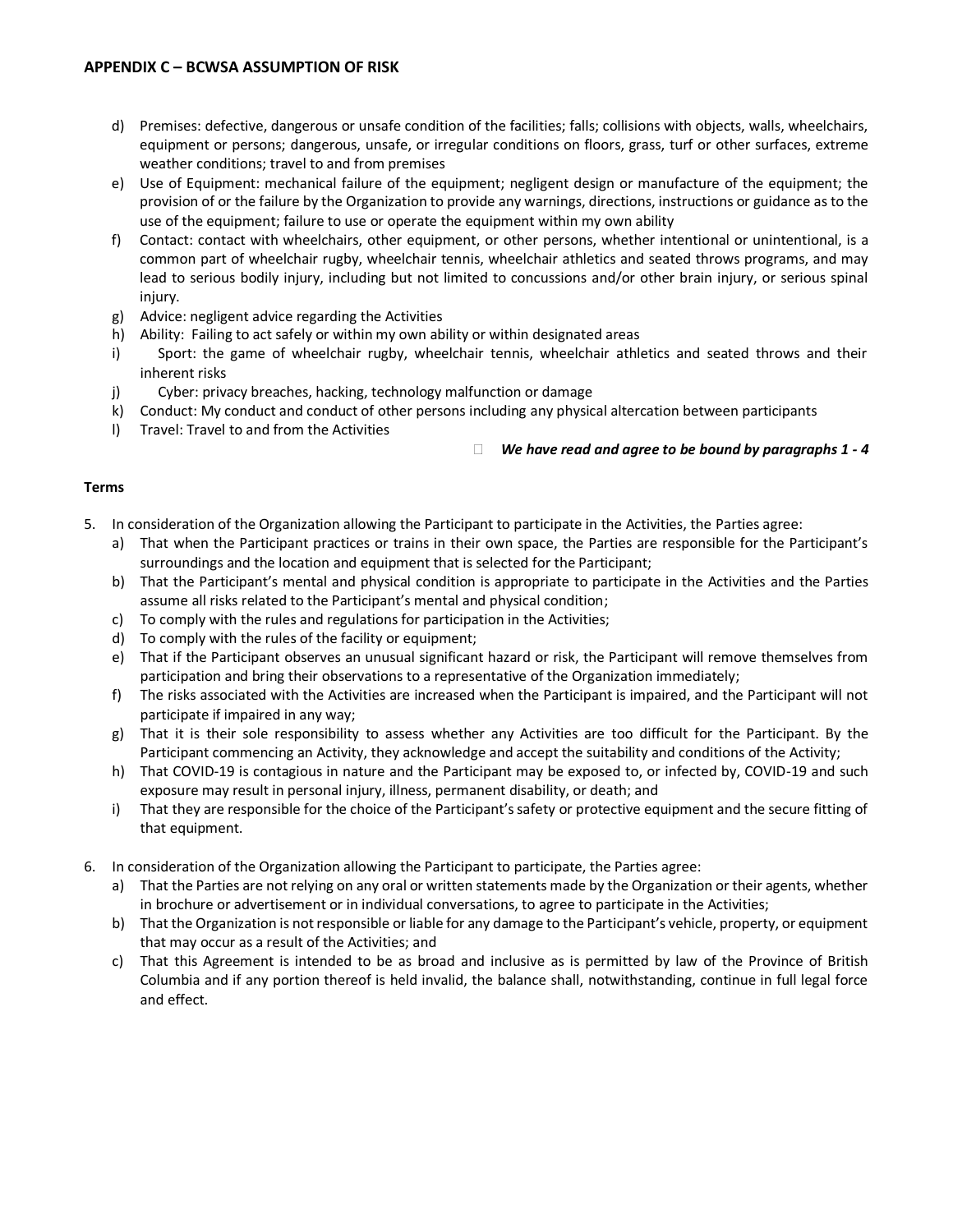## APPENDIX C – BCWSA ASSUMPTION OF RISK

d) Premises: defective, dangerous or unsafe condition of the facilities; falls; collisions with objects, walls, wheelchairs, equipment or persons; dangerous, unsafe, or irregular conditions on floors, grass, turf or other surfaces, extreme weather conditions; travel to and from premises
e) Use of Equipment: mechanical failure of the equipment; negligent design or manufacture of the equipment; the provision of or the failure by the Organization to provide any warnings, directions, instructions or guidance as to the use of the equipment; failure to use or operate the equipment within my own ability
f) Contact: contact with wheelchairs, other equipment, or other persons, whether intentional or unintentional, is a common part of wheelchair rugby, wheelchair tennis, wheelchair athletics and seated throws programs, and may lead to serious bodily injury, including but not limited to concussions and/or other brain injury, or serious spinal injury.
g) Advice: negligent advice regarding the Activities
h) Ability: Failing to act safely or within my own ability or within designated areas
i) Sport: the game of wheelchair rugby, wheelchair tennis, wheelchair athletics and seated throws and their inherent risks
j) Cyber: privacy breaches, hacking, technology malfunction or damage
k) Conduct: My conduct and conduct of other persons including any physical altercation between participants
l) Travel: Travel to and from the Activities

☐ ***We have read and agree to be bound by paragraphs 1 - 4***

**Terms**

5. In consideration of the Organization allowing the Participant to participate in the Activities, the Parties agree:
   a) That when the Participant practices or trains in their own space, the Parties are responsible for the Participant's surroundings and the location and equipment that is selected for the Participant;
   b) That the Participant's mental and physical condition is appropriate to participate in the Activities and the Parties assume all risks related to the Participant's mental and physical condition;
   c) To comply with the rules and regulations for participation in the Activities;
   d) To comply with the rules of the facility or equipment;
   e) That if the Participant observes an unusual significant hazard or risk, the Participant will remove themselves from participation and bring their observations to a representative of the Organization immediately;
   f) The risks associated with the Activities are increased when the Participant is impaired, and the Participant will not participate if impaired in any way;
   g) That it is their sole responsibility to assess whether any Activities are too difficult for the Participant. By the Participant commencing an Activity, they acknowledge and accept the suitability and conditions of the Activity;
   h) That COVID-19 is contagious in nature and the Participant may be exposed to, or infected by, COVID-19 and such exposure may result in personal injury, illness, permanent disability, or death; and
   i) That they are responsible for the choice of the Participant's safety or protective equipment and the secure fitting of that equipment.

6. In consideration of the Organization allowing the Participant to participate, the Parties agree:
   a) That the Parties are not relying on any oral or written statements made by the Organization or their agents, whether in brochure or advertisement or in individual conversations, to agree to participate in the Activities;
   b) That the Organization is not responsible or liable for any damage to the Participant's vehicle, property, or equipment that may occur as a result of the Activities; and
   c) That this Agreement is intended to be as broad and inclusive as is permitted by law of the Province of British Columbia and if any portion thereof is held invalid, the balance shall, notwithstanding, continue in full legal force and effect.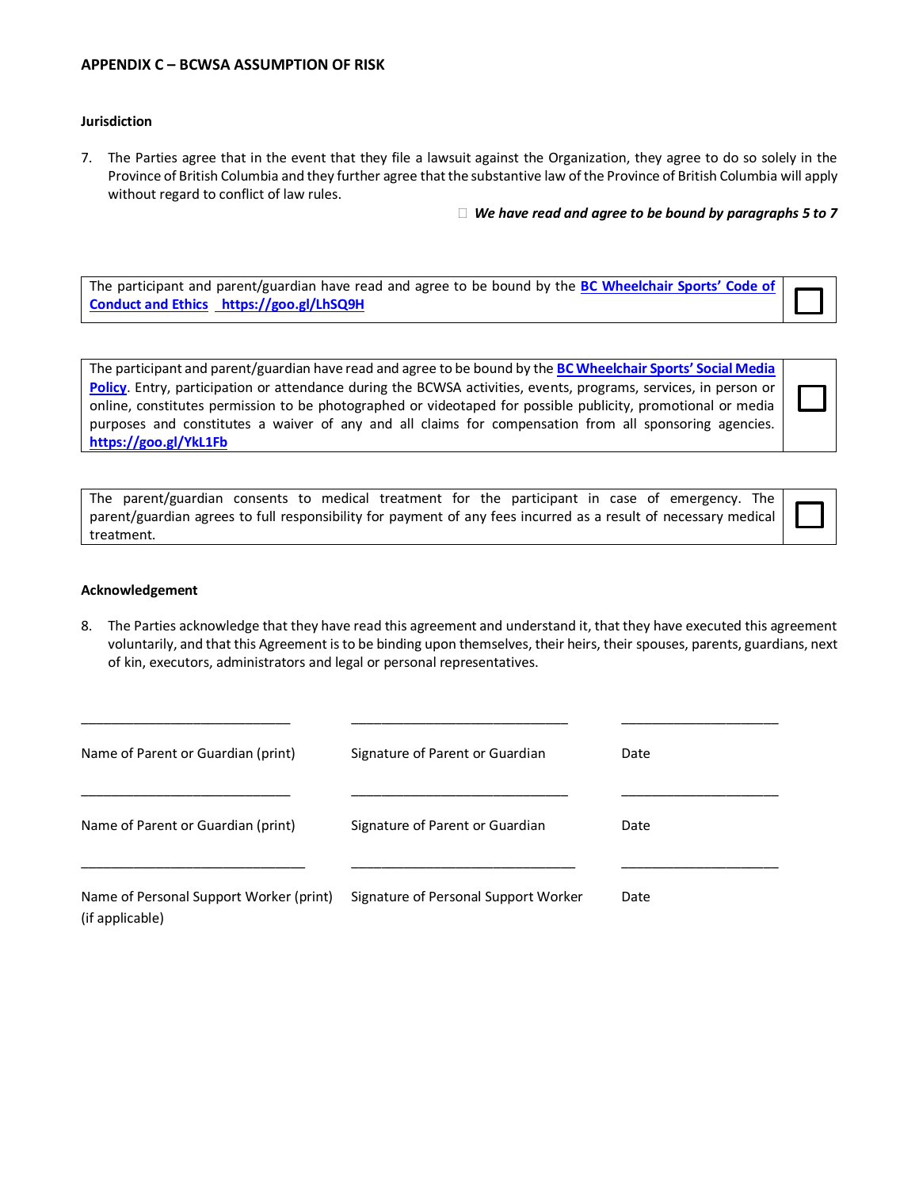**APPENDIX C – BCWSA ASSUMPTION OF RISK**

**Jurisdiction**

7. The Parties agree that in the event that they file a lawsuit against the Organization, they agree to do so solely in the Province of British Columbia and they further agree that the substantive law of the Province of British Columbia will apply without regard to conflict of law rules.

☐ ***We have read and agree to be bound by paragraphs 5 to 7***

| | |
|---|---|
| The participant and parent/guardian have read and agree to be bound by the **BC Wheelchair Sports' Code of Conduct and Ethics** **https://goo.gl/LhSQ9H** | ☐ |

| | |
|---|---|
| The participant and parent/guardian have read and agree to be bound by the **BC Wheelchair Sports' Social Media Policy**. Entry, participation or attendance during the BCWSA activities, events, programs, services, in person or online, constitutes permission to be photographed or videotaped for possible publicity, promotional or media purposes and constitutes a waiver of any and all claims for compensation from all sponsoring agencies. **https://goo.gl/YkL1Fb** | ☐ |

| | |
|---|---|
| The parent/guardian consents to medical treatment for the participant in case of emergency. The parent/guardian agrees to full responsibility for payment of any fees incurred as a result of necessary medical treatment. | ☐ |

**Acknowledgement**

8. The Parties acknowledge that they have read this agreement and understand it, that they have executed this agreement voluntarily, and that this Agreement is to be binding upon themselves, their heirs, their spouses, parents, guardians, next of kin, executors, administrators and legal or personal representatives.

| | | |
|---|---|---|
| ____________________________ | ____________________________ | ____________________ |
| Name of Parent or Guardian (print) | Signature of Parent or Guardian | Date |
| ____________________________ | ____________________________ | ____________________ |
| Name of Parent or Guardian (print) | Signature of Parent or Guardian | Date |
| ____________________________ | ____________________________ | ____________________ |
| Name of Personal Support Worker (print) (if applicable) | Signature of Personal Support Worker | Date |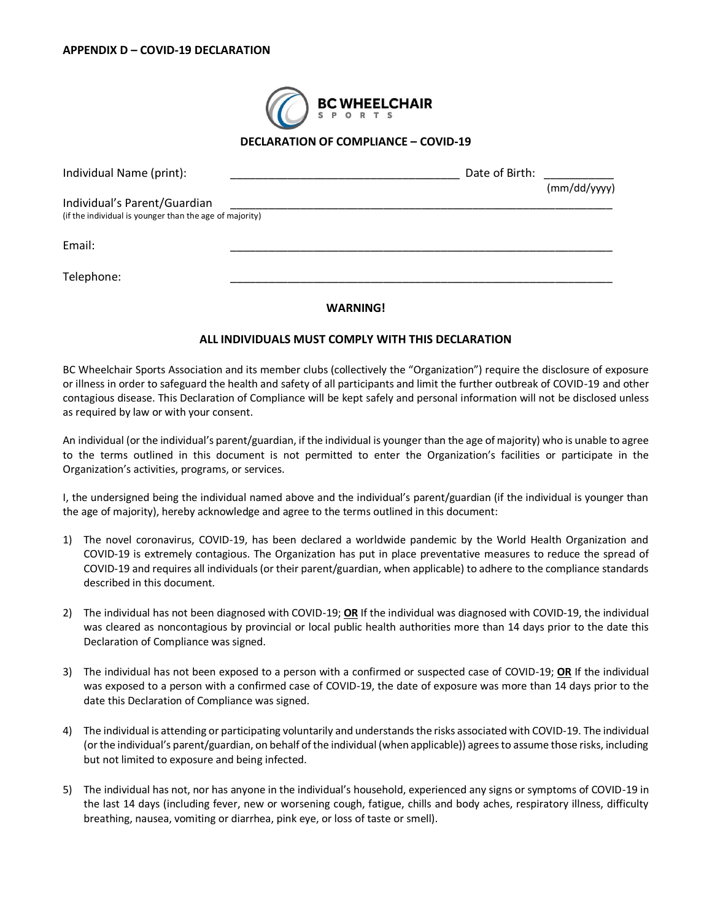**APPENDIX D – COVID-19 DECLARATION**

BC WHEELCHAIR SPORTS

**DECLARATION OF COMPLIANCE – COVID-19**

Individual Name (print): ___________________________________ Date of Birth: __________ (mm/dd/yyyy)

Individual's Parent/Guardian (if the individual is younger than the age of majority) ___________________________________________________________

Email: ___________________________________________________________

Telephone: ___________________________________________________________

**WARNING!**

**ALL INDIVIDUALS MUST COMPLY WITH THIS DECLARATION**

BC Wheelchair Sports Association and its member clubs (collectively the "Organization") require the disclosure of exposure or illness in order to safeguard the health and safety of all participants and limit the further outbreak of COVID-19 and other contagious disease. This Declaration of Compliance will be kept safely and personal information will not be disclosed unless as required by law or with your consent.

An individual (or the individual's parent/guardian, if the individual is younger than the age of majority) who is unable to agree to the terms outlined in this document is not permitted to enter the Organization's facilities or participate in the Organization's activities, programs, or services.

I, the undersigned being the individual named above and the individual's parent/guardian (if the individual is younger than the age of majority), hereby acknowledge and agree to the terms outlined in this document:

1) The novel coronavirus, COVID-19, has been declared a worldwide pandemic by the World Health Organization and COVID-19 is extremely contagious. The Organization has put in place preventative measures to reduce the spread of COVID-19 and requires all individuals (or their parent/guardian, when applicable) to adhere to the compliance standards described in this document.

2) The individual has not been diagnosed with COVID-19; **OR** If the individual was diagnosed with COVID-19, the individual was cleared as noncontagious by provincial or local public health authorities more than 14 days prior to the date this Declaration of Compliance was signed.

3) The individual has not been exposed to a person with a confirmed or suspected case of COVID-19; **OR** If the individual was exposed to a person with a confirmed case of COVID-19, the date of exposure was more than 14 days prior to the date this Declaration of Compliance was signed.

4) The individual is attending or participating voluntarily and understands the risks associated with COVID-19. The individual (or the individual's parent/guardian, on behalf of the individual (when applicable)) agrees to assume those risks, including but not limited to exposure and being infected.

5) The individual has not, nor has anyone in the individual's household, experienced any signs or symptoms of COVID-19 in the last 14 days (including fever, new or worsening cough, fatigue, chills and body aches, respiratory illness, difficulty breathing, nausea, vomiting or diarrhea, pink eye, or loss of taste or smell).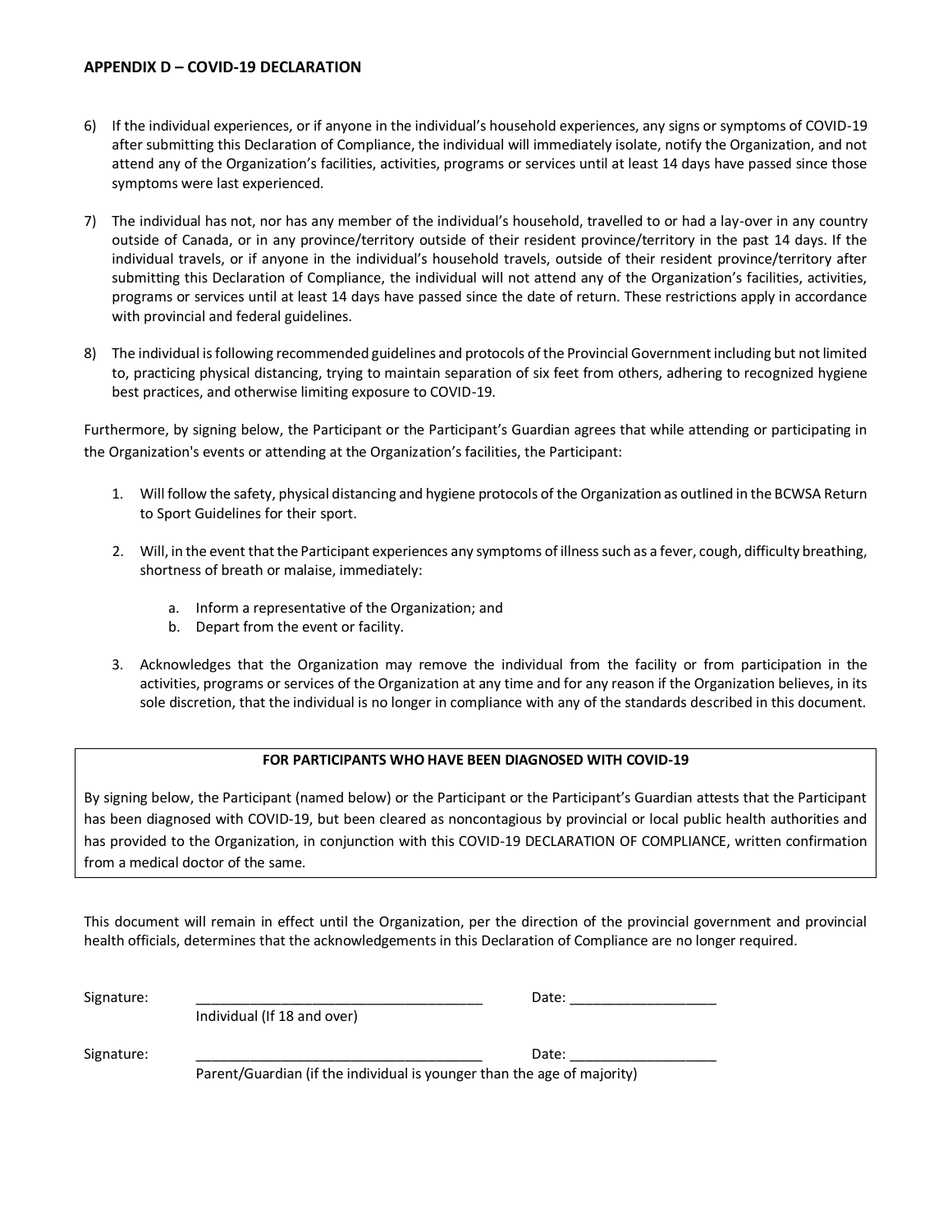**APPENDIX D – COVID-19 DECLARATION**

6) If the individual experiences, or if anyone in the individual's household experiences, any signs or symptoms of COVID-19 after submitting this Declaration of Compliance, the individual will immediately isolate, notify the Organization, and not attend any of the Organization's facilities, activities, programs or services until at least 14 days have passed since those symptoms were last experienced.

7) The individual has not, nor has any member of the individual's household, travelled to or had a lay-over in any country outside of Canada, or in any province/territory outside of their resident province/territory in the past 14 days. If the individual travels, or if anyone in the individual's household travels, outside of their resident province/territory after submitting this Declaration of Compliance, the individual will not attend any of the Organization's facilities, activities, programs or services until at least 14 days have passed since the date of return. These restrictions apply in accordance with provincial and federal guidelines.

8) The individual is following recommended guidelines and protocols of the Provincial Government including but not limited to, practicing physical distancing, trying to maintain separation of six feet from others, adhering to recognized hygiene best practices, and otherwise limiting exposure to COVID-19.

Furthermore, by signing below, the Participant or the Participant's Guardian agrees that while attending or participating in the Organization's events or attending at the Organization's facilities, the Participant:

1. Will follow the safety, physical distancing and hygiene protocols of the Organization as outlined in the BCWSA Return to Sport Guidelines for their sport.

2. Will, in the event that the Participant experiences any symptoms of illness such as a fever, cough, difficulty breathing, shortness of breath or malaise, immediately:

   a. Inform a representative of the Organization; and
   b. Depart from the event or facility.

3. Acknowledges that the Organization may remove the individual from the facility or from participation in the activities, programs or services of the Organization at any time and for any reason if the Organization believes, in its sole discretion, that the individual is no longer in compliance with any of the standards described in this document.

**FOR PARTICIPANTS WHO HAVE BEEN DIAGNOSED WITH COVID-19**

By signing below, the Participant (named below) or the Participant or the Participant's Guardian attests that the Participant has been diagnosed with COVID-19, but been cleared as noncontagious by provincial or local public health authorities and has provided to the Organization, in conjunction with this COVID-19 DECLARATION OF COMPLIANCE, written confirmation from a medical doctor of the same.

This document will remain in effect until the Organization, per the direction of the provincial government and provincial health officials, determines that the acknowledgements in this Declaration of Compliance are no longer required.

Signature: ______________________________________ Date: ___________________
Individual (If 18 and over)

Signature: ______________________________________ Date: ___________________
Parent/Guardian (if the individual is younger than the age of majority)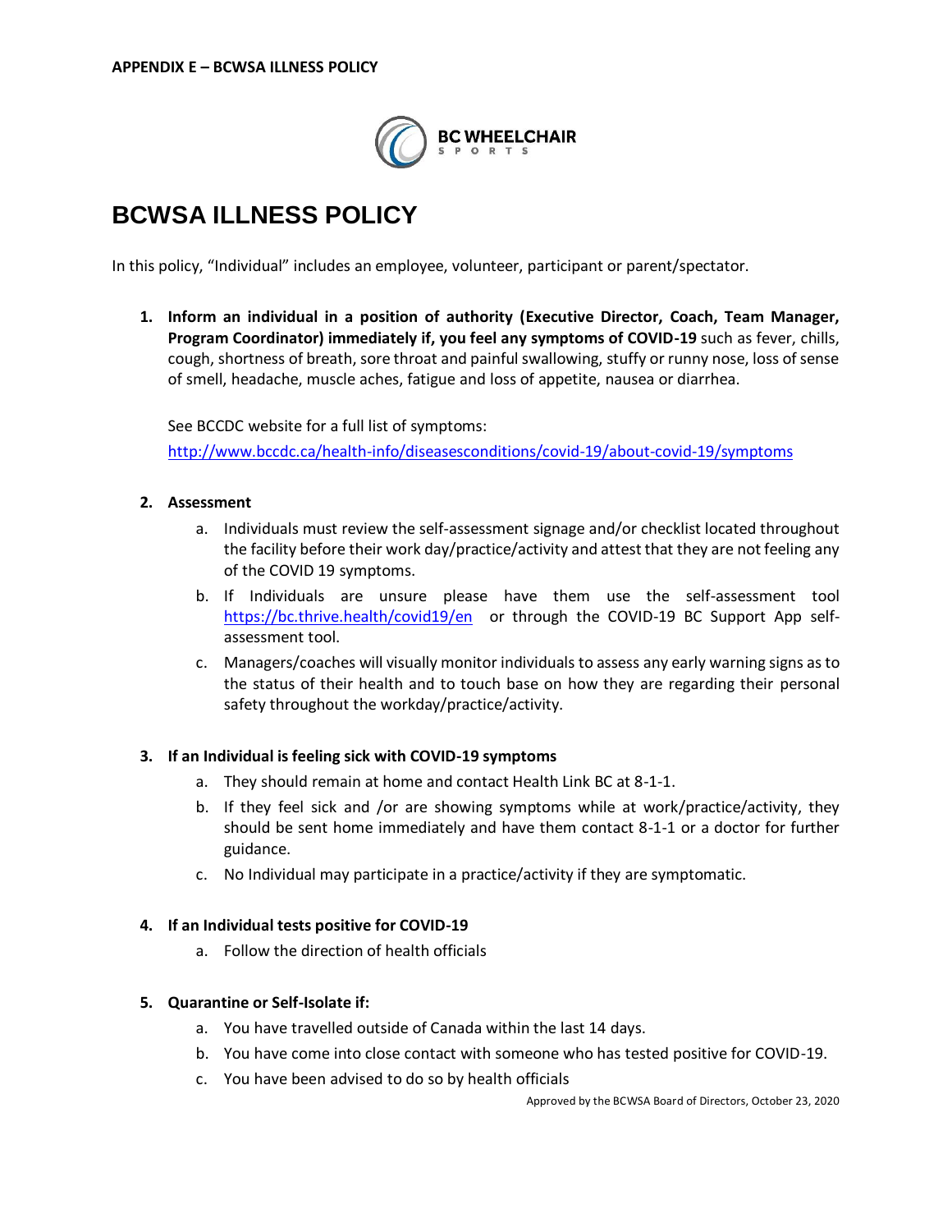**APPENDIX E – BCWSA ILLNESS POLICY**

BC WHEELCHAIR SPORTS

# BCWSA ILLNESS POLICY

In this policy, "Individual" includes an employee, volunteer, participant or parent/spectator.

1. **Inform an individual in a position of authority (Executive Director, Coach, Team Manager, Program Coordinator) immediately if, you feel any symptoms of COVID-19** such as fever, chills, cough, shortness of breath, sore throat and painful swallowing, stuffy or runny nose, loss of sense of smell, headache, muscle aches, fatigue and loss of appetite, nausea or diarrhea.

   See BCCDC website for a full list of symptoms:
   http://www.bccdc.ca/health-info/diseasesconditions/covid-19/about-covid-19/symptoms

2. **Assessment**
   a. Individuals must review the self-assessment signage and/or checklist located throughout the facility before their work day/practice/activity and attest that they are not feeling any of the COVID 19 symptoms.
   b. If Individuals are unsure please have them use the self-assessment tool https://bc.thrive.health/covid19/en or through the COVID-19 BC Support App self-assessment tool.
   c. Managers/coaches will visually monitor individuals to assess any early warning signs as to the status of their health and to touch base on how they are regarding their personal safety throughout the workday/practice/activity.

3. **If an Individual is feeling sick with COVID-19 symptoms**
   a. They should remain at home and contact Health Link BC at 8-1-1.
   b. If they feel sick and /or are showing symptoms while at work/practice/activity, they should be sent home immediately and have them contact 8-1-1 or a doctor for further guidance.
   c. No Individual may participate in a practice/activity if they are symptomatic.

4. **If an Individual tests positive for COVID-19**
   a. Follow the direction of health officials

5. **Quarantine or Self-Isolate if:**
   a. You have travelled outside of Canada within the last 14 days.
   b. You have come into close contact with someone who has tested positive for COVID-19.
   c. You have been advised to do so by health officials

Approved by the BCWSA Board of Directors, October 23, 2020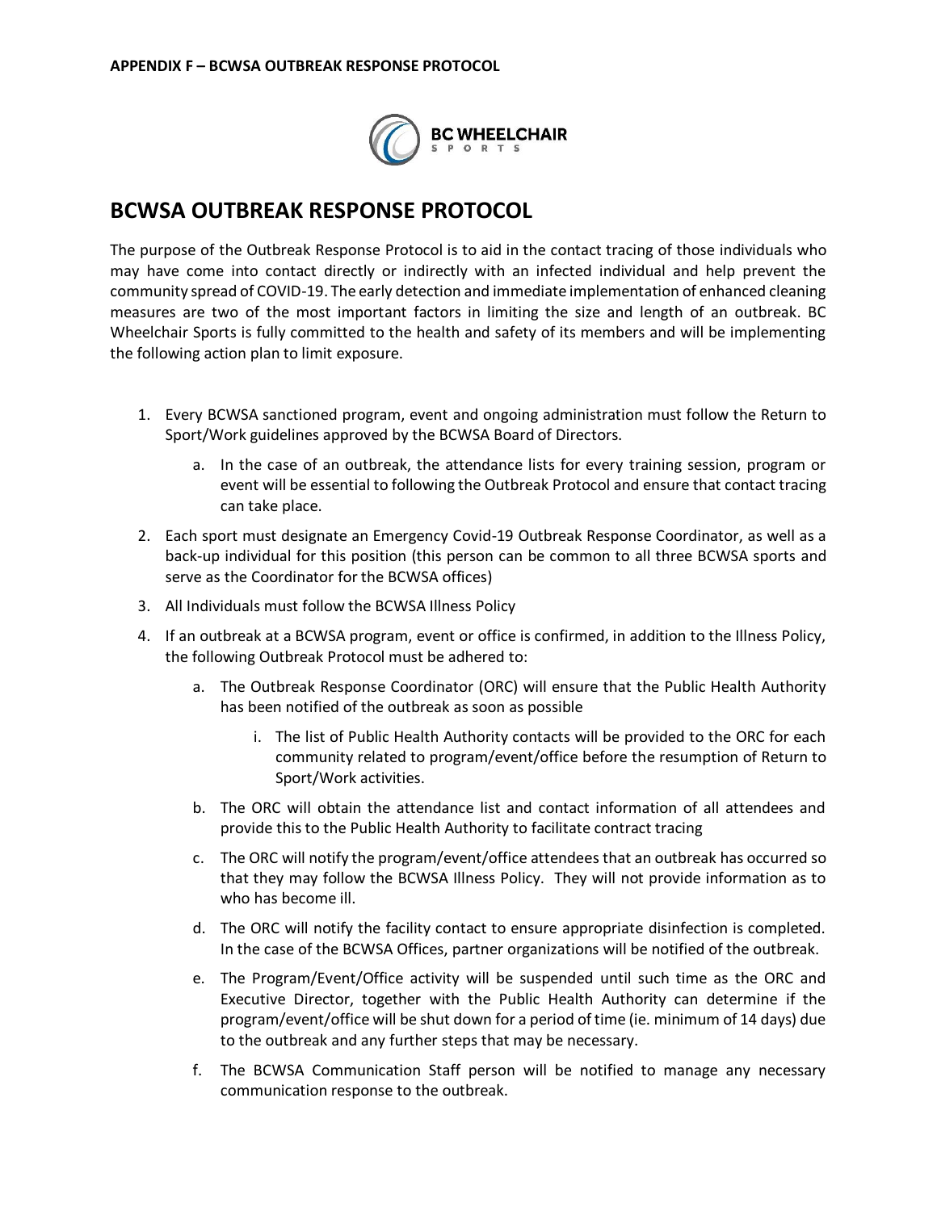APPENDIX F – BCWSA OUTBREAK RESPONSE PROTOCOL

# BCWSA OUTBREAK RESPONSE PROTOCOL

The purpose of the Outbreak Response Protocol is to aid in the contact tracing of those individuals who may have come into contact directly or indirectly with an infected individual and help prevent the community spread of COVID-19. The early detection and immediate implementation of enhanced cleaning measures are two of the most important factors in limiting the size and length of an outbreak. BC Wheelchair Sports is fully committed to the health and safety of its members and will be implementing the following action plan to limit exposure.

1. Every BCWSA sanctioned program, event and ongoing administration must follow the Return to Sport/Work guidelines approved by the BCWSA Board of Directors.
   a. In the case of an outbreak, the attendance lists for every training session, program or event will be essential to following the Outbreak Protocol and ensure that contact tracing can take place.
2. Each sport must designate an Emergency Covid-19 Outbreak Response Coordinator, as well as a back-up individual for this position (this person can be common to all three BCWSA sports and serve as the Coordinator for the BCWSA offices)
3. All Individuals must follow the BCWSA Illness Policy
4. If an outbreak at a BCWSA program, event or office is confirmed, in addition to the Illness Policy, the following Outbreak Protocol must be adhered to:
   a. The Outbreak Response Coordinator (ORC) will ensure that the Public Health Authority has been notified of the outbreak as soon as possible
      i. The list of Public Health Authority contacts will be provided to the ORC for each community related to program/event/office before the resumption of Return to Sport/Work activities.
   b. The ORC will obtain the attendance list and contact information of all attendees and provide this to the Public Health Authority to facilitate contract tracing
   c. The ORC will notify the program/event/office attendees that an outbreak has occurred so that they may follow the BCWSA Illness Policy. They will not provide information as to who has become ill.
   d. The ORC will notify the facility contact to ensure appropriate disinfection is completed. In the case of the BCWSA Offices, partner organizations will be notified of the outbreak.
   e. The Program/Event/Office activity will be suspended until such time as the ORC and Executive Director, together with the Public Health Authority can determine if the program/event/office will be shut down for a period of time (ie. minimum of 14 days) due to the outbreak and any further steps that may be necessary.
   f. The BCWSA Communication Staff person will be notified to manage any necessary communication response to the outbreak.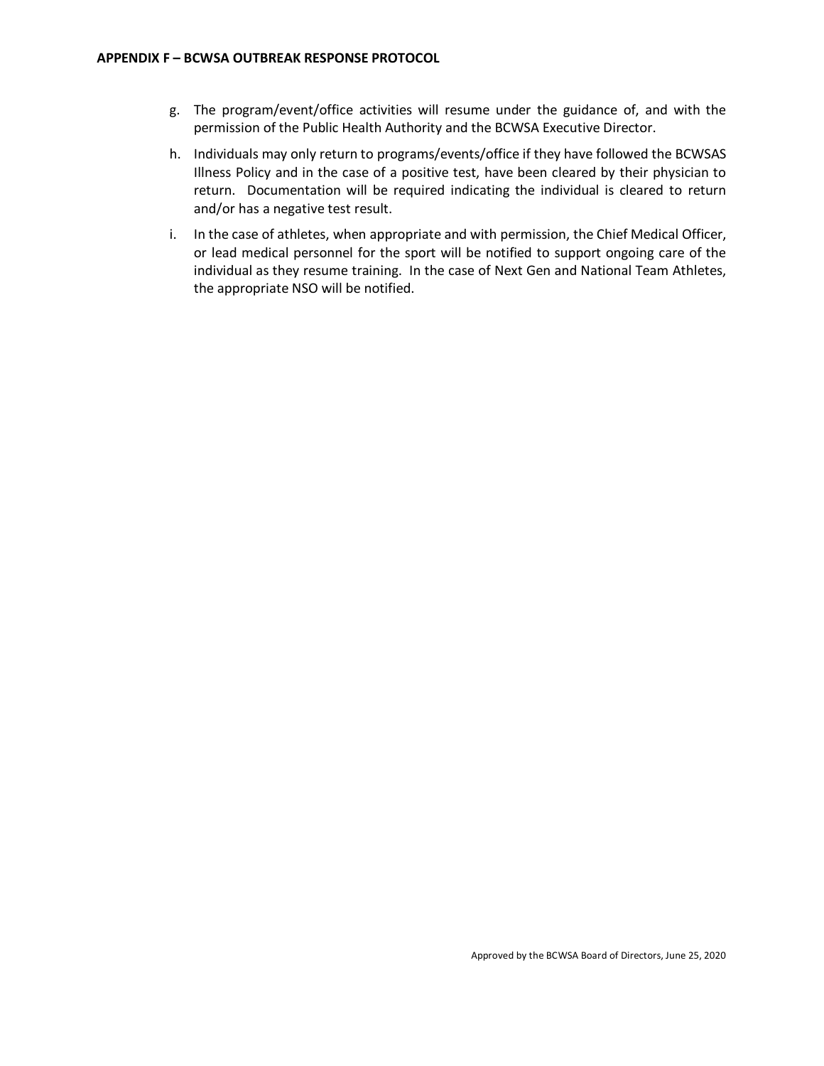g. The program/event/office activities will resume under the guidance of, and with the permission of the Public Health Authority and the BCWSA Executive Director.

h. Individuals may only return to programs/events/office if they have followed the BCWSAS Illness Policy and in the case of a positive test, have been cleared by their physician to return. Documentation will be required indicating the individual is cleared to return and/or has a negative test result.

i. In the case of athletes, when appropriate and with permission, the Chief Medical Officer, or lead medical personnel for the sport will be notified to support ongoing care of the individual as they resume training. In the case of Next Gen and National Team Athletes, the appropriate NSO will be notified.

Approved by the BCWSA Board of Directors, June 25, 2020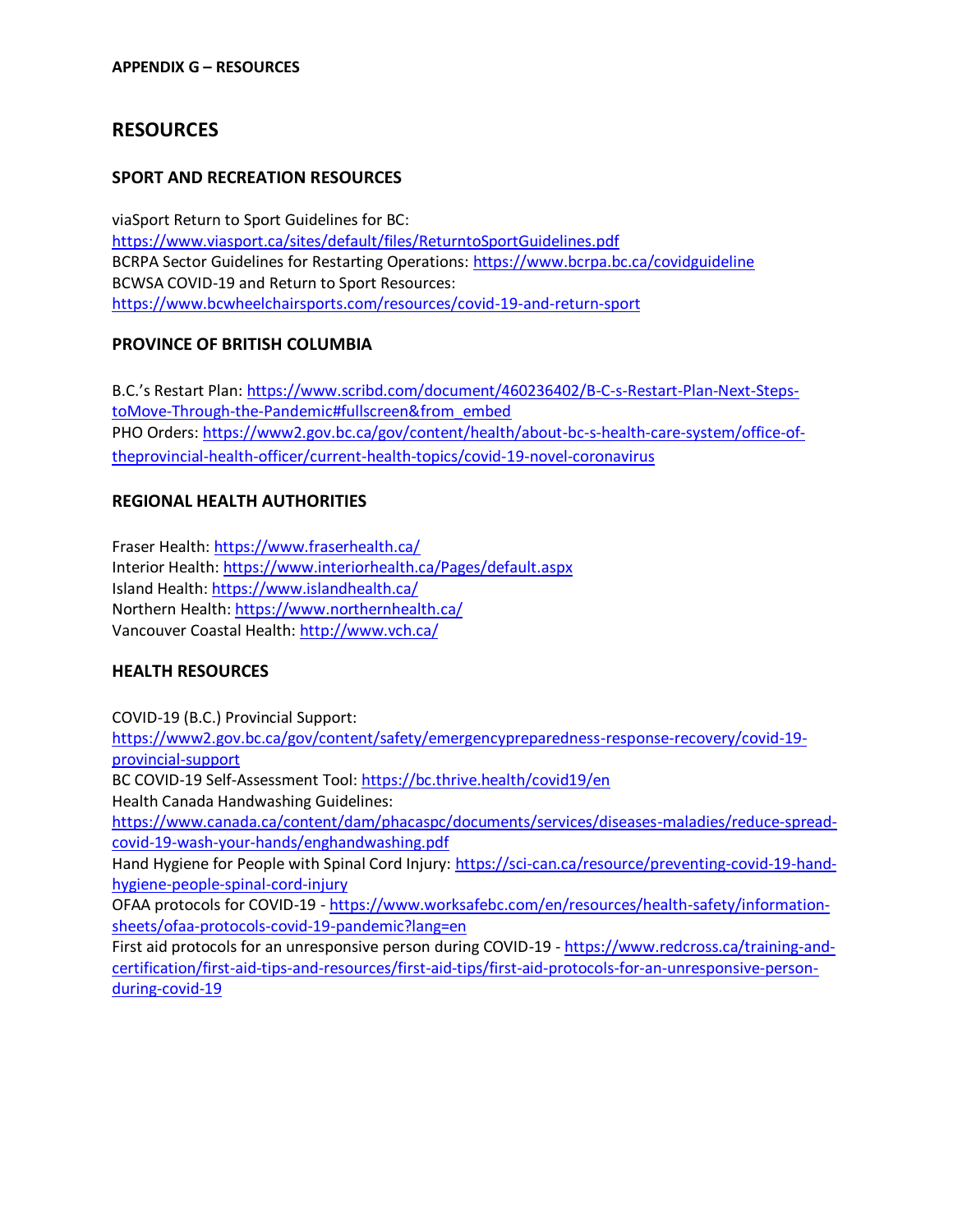**APPENDIX G – RESOURCES**

# RESOURCES

### SPORT AND RECREATION RESOURCES

viaSport Return to Sport Guidelines for BC:
https://www.viasport.ca/sites/default/files/ReturntoSportGuidelines.pdf
BCRPA Sector Guidelines for Restarting Operations: https://www.bcrpa.bc.ca/covidguideline
BCWSA COVID-19 and Return to Sport Resources:
https://www.bcwheelchairsports.com/resources/covid-19-and-return-sport

### PROVINCE OF BRITISH COLUMBIA

B.C.'s Restart Plan: https://www.scribd.com/document/460236402/B-C-s-Restart-Plan-Next-Steps-toMove-Through-the-Pandemic#fullscreen&from_embed
PHO Orders: https://www2.gov.bc.ca/gov/content/health/about-bc-s-health-care-system/office-of-theprovincial-health-officer/current-health-topics/covid-19-novel-coronavirus

### REGIONAL HEALTH AUTHORITIES

Fraser Health: https://www.fraserhealth.ca/
Interior Health: https://www.interiorhealth.ca/Pages/default.aspx
Island Health: https://www.islandhealth.ca/
Northern Health: https://www.northernhealth.ca/
Vancouver Coastal Health: http://www.vch.ca/

### HEALTH RESOURCES

COVID-19 (B.C.) Provincial Support:
https://www2.gov.bc.ca/gov/content/safety/emergencypreparedness-response-recovery/covid-19-provincial-support
BC COVID-19 Self-Assessment Tool: https://bc.thrive.health/covid19/en
Health Canada Handwashing Guidelines:
https://www.canada.ca/content/dam/phacaspc/documents/services/diseases-maladies/reduce-spread-covid-19-wash-your-hands/enghandwashing.pdf
Hand Hygiene for People with Spinal Cord Injury: https://sci-can.ca/resource/preventing-covid-19-hand-hygiene-people-spinal-cord-injury
OFAA protocols for COVID-19 - https://www.worksafebc.com/en/resources/health-safety/information-sheets/ofaa-protocols-covid-19-pandemic?lang=en
First aid protocols for an unresponsive person during COVID-19 - https://www.redcross.ca/training-and-certification/first-aid-tips-and-resources/first-aid-tips/first-aid-protocols-for-an-unresponsive-person-during-covid-19